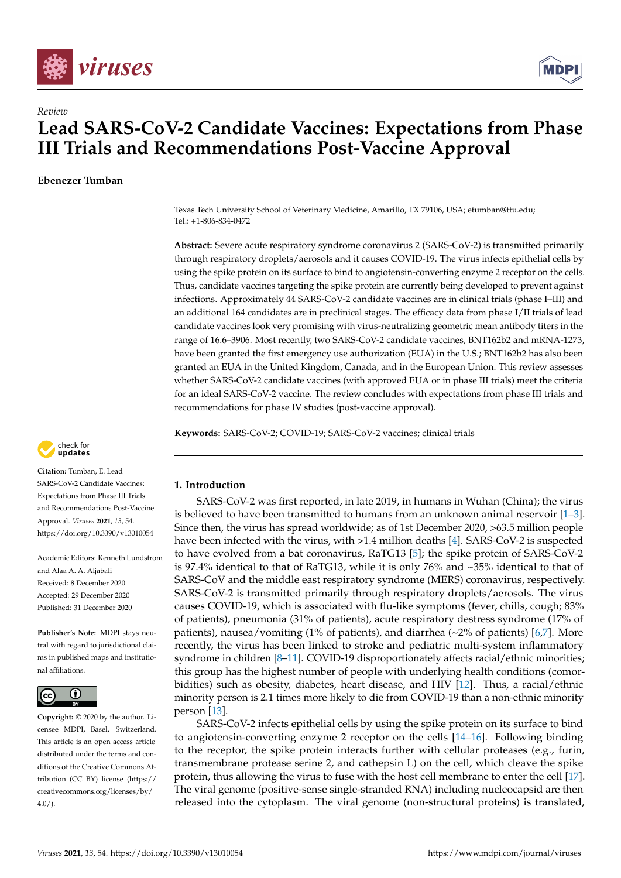*Review*

# Lead SARS-CoV-2 Candidate Vaccines: Expectations from Phase III Trials and Recommendations Post-Vaccine Approval

**Ebenezer Tumban**

Texas Tech University School of Veterinary Medicine, Amarillo, TX 79106, USA; etumban@ttu.edu; Tel.: +1-806-834-0472

**Abstract:** Severe acute respiratory syndrome coronavirus 2 (SARS-CoV-2) is transmitted primarily through respiratory droplets/aerosols and it causes COVID-19. The virus infects epithelial cells by using the spike protein on its surface to bind to angiotensin-converting enzyme 2 receptor on the cells. Thus, candidate vaccines targeting the spike protein are currently being developed to prevent against infections. Approximately 44 SARS-CoV-2 candidate vaccines are in clinical trials (phase I–III) and an additional 164 candidates are in preclinical stages. The efficacy data from phase I/II trials of lead candidate vaccines look very promising with virus-neutralizing geometric mean antibody titers in the range of 16.6–3906. Most recently, two SARS-CoV-2 candidate vaccines, BNT162b2 and mRNA-1273, have been granted the first emergency use authorization (EUA) in the U.S.; BNT162b2 has also been granted an EUA in the United Kingdom, Canada, and in the European Union. This review assesses whether SARS-CoV-2 candidate vaccines (with approved EUA or in phase III trials) meet the criteria for an ideal SARS-CoV-2 vaccine. The review concludes with expectations from phase III trials and recommendations for phase IV studies (post-vaccine approval).

**Keywords:** SARS-CoV-2; COVID-19; SARS-CoV-2 vaccines; clinical trials

**Citation:** Tumban, E. Lead SARS-CoV-2 Candidate Vaccines: Expectations from Phase III Trials and Recommendations Post-Vaccine Approval. *Viruses* **2021**, *13*, 54. https://doi.org/10.3390/v13010054

Academic Editors: Kenneth Lundstrom and Alaa A. A. Aljabali

Received: 8 December 2020
Accepted: 29 December 2020
Published: 31 December 2020

**Publisher's Note:** MDPI stays neutral with regard to jurisdictional claims in published maps and institutional affiliations.

**Copyright:** © 2020 by the author. Licensee MDPI, Basel, Switzerland. This article is an open access article distributed under the terms and conditions of the Creative Commons Attribution (CC BY) license (https://creativecommons.org/licenses/by/4.0/).

## 1. Introduction

SARS-CoV-2 was first reported, in late 2019, in humans in Wuhan (China); the virus is believed to have been transmitted to humans from an unknown animal reservoir [1–3]. Since then, the virus has spread worldwide; as of 1st December 2020, >63.5 million people have been infected with the virus, with >1.4 million deaths [4]. SARS-CoV-2 is suspected to have evolved from a bat coronavirus, RaTG13 [5]; the spike protein of SARS-CoV-2 is 97.4% identical to that of RaTG13, while it is only 76% and ~35% identical to that of SARS-CoV and the middle east respiratory syndrome (MERS) coronavirus, respectively. SARS-CoV-2 is transmitted primarily through respiratory droplets/aerosols. The virus causes COVID-19, which is associated with flu-like symptoms (fever, chills, cough; 83% of patients), pneumonia (31% of patients), acute respiratory destress syndrome (17% of patients), nausea/vomiting (1% of patients), and diarrhea (~2% of patients) [6,7]. More recently, the virus has been linked to stroke and pediatric multi-system inflammatory syndrome in children [8–11]. COVID-19 disproportionately affects racial/ethnic minorities; this group has the highest number of people with underlying health conditions (comorbidities) such as obesity, diabetes, heart disease, and HIV [12]. Thus, a racial/ethnic minority person is 2.1 times more likely to die from COVID-19 than a non-ethnic minority person [13].

SARS-CoV-2 infects epithelial cells by using the spike protein on its surface to bind to angiotensin-converting enzyme 2 receptor on the cells [14–16]. Following binding to the receptor, the spike protein interacts further with cellular proteases (e.g., furin, transmembrane protease serine 2, and cathepsin L) on the cell, which cleave the spike protein, thus allowing the virus to fuse with the host cell membrane to enter the cell [17]. The viral genome (positive-sense single-stranded RNA) including nucleocapsid are then released into the cytoplasm. The viral genome (non-structural proteins) is translated,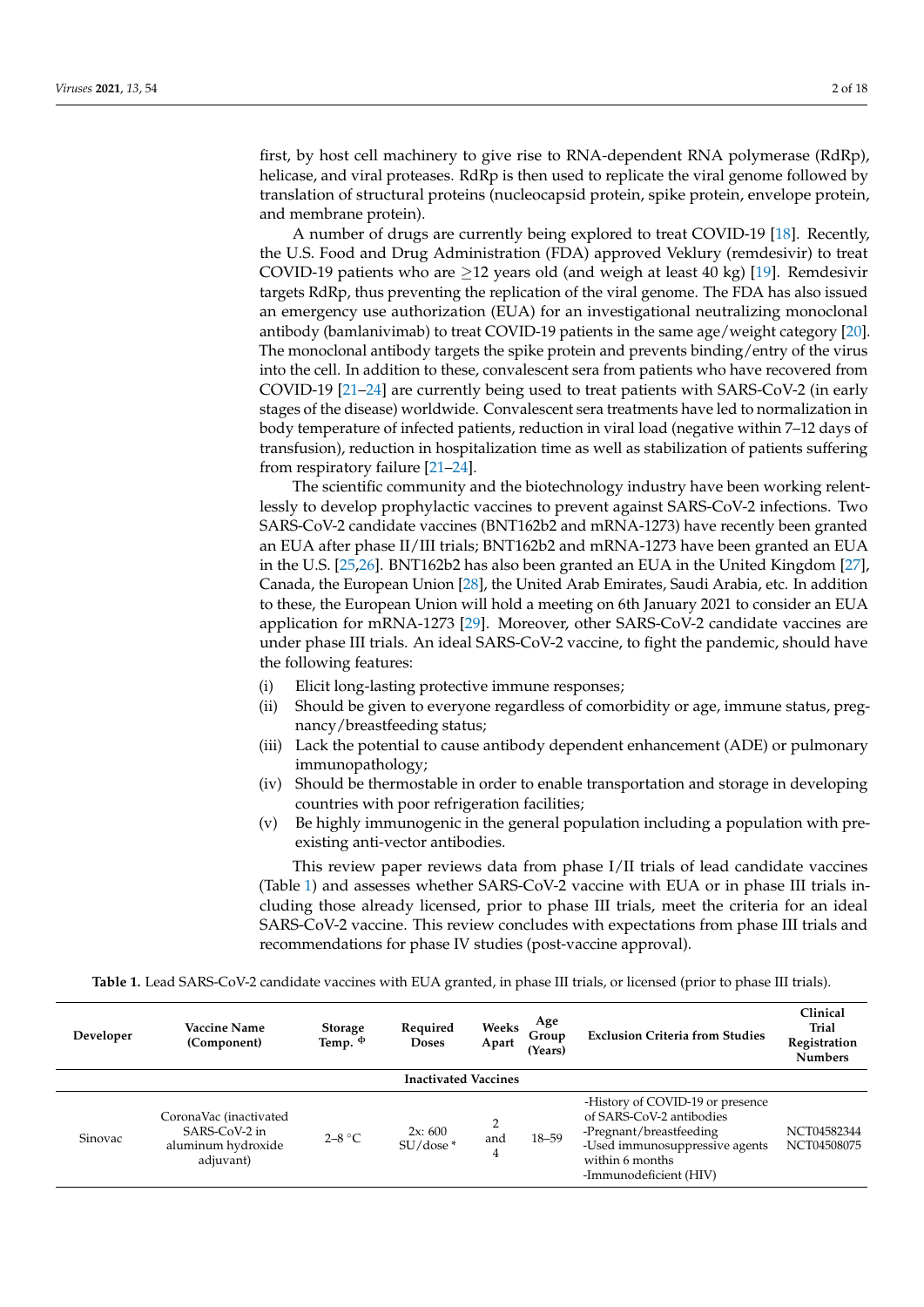first, by host cell machinery to give rise to RNA-dependent RNA polymerase (RdRp), helicase, and viral proteases. RdRp is then used to replicate the viral genome followed by translation of structural proteins (nucleocapsid protein, spike protein, envelope protein, and membrane protein).

A number of drugs are currently being explored to treat COVID-19 [18]. Recently, the U.S. Food and Drug Administration (FDA) approved Veklury (remdesivir) to treat COVID-19 patients who are $\geq$12 years old (and weigh at least 40 kg) [19]. Remdesivir targets RdRp, thus preventing the replication of the viral genome. The FDA has also issued an emergency use authorization (EUA) for an investigational neutralizing monoclonal antibody (bamlanivimab) to treat COVID-19 patients in the same age/weight category [20]. The monoclonal antibody targets the spike protein and prevents binding/entry of the virus into the cell. In addition to these, convalescent sera from patients who have recovered from COVID-19 [21–24] are currently being used to treat patients with SARS-CoV-2 (in early stages of the disease) worldwide. Convalescent sera treatments have led to normalization in body temperature of infected patients, reduction in viral load (negative within 7–12 days of transfusion), reduction in hospitalization time as well as stabilization of patients suffering from respiratory failure [21–24].

The scientific community and the biotechnology industry have been working relentlessly to develop prophylactic vaccines to prevent against SARS-CoV-2 infections. Two SARS-CoV-2 candidate vaccines (BNT162b2 and mRNA-1273) have recently been granted an EUA after phase II/III trials; BNT162b2 and mRNA-1273 have been granted an EUA in the U.S. [25,26]. BNT162b2 has also been granted an EUA in the United Kingdom [27], Canada, the European Union [28], the United Arab Emirates, Saudi Arabia, etc. In addition to these, the European Union will hold a meeting on 6th January 2021 to consider an EUA application for mRNA-1273 [29]. Moreover, other SARS-CoV-2 candidate vaccines are under phase III trials. An ideal SARS-CoV-2 vaccine, to fight the pandemic, should have the following features:

(i) Elicit long-lasting protective immune responses;
(ii) Should be given to everyone regardless of comorbidity or age, immune status, pregnancy/breastfeeding status;
(iii) Lack the potential to cause antibody dependent enhancement (ADE) or pulmonary immunopathology;
(iv) Should be thermostable in order to enable transportation and storage in developing countries with poor refrigeration facilities;
(v) Be highly immunogenic in the general population including a population with pre-existing anti-vector antibodies.

This review paper reviews data from phase I/II trials of lead candidate vaccines (Table 1) and assesses whether SARS-CoV-2 vaccine with EUA or in phase III trials including those already licensed, prior to phase III trials, meet the criteria for an ideal SARS-CoV-2 vaccine. This review concludes with expectations from phase III trials and recommendations for phase IV studies (post-vaccine approval).

**Table 1.** Lead SARS-CoV-2 candidate vaccines with EUA granted, in phase III trials, or licensed (prior to phase III trials).

| Developer | Vaccine Name (Component) | Storage Temp. $^{\Phi}$ | Required Doses | Weeks Apart | Age Group (Years) | Exclusion Criteria from Studies | Clinical Trial Registration Numbers |
|---|---|---|---|---|---|---|---|
| | | | **Inactivated Vaccines** | | | | |
| Sinovac | CoronaVac (inactivated SARS-CoV-2 in aluminum hydroxide adjuvant) | 2–8 °C | 2x: 600 SU/dose * | 2 and 4 | 18–59 | -History of COVID-19 or presence of SARS-CoV-2 antibodies<br>-Pregnant/breastfeeding<br>-Used immunosuppressive agents within 6 months<br>-Immunodeficient (HIV) | NCT04582344<br>NCT04508075 |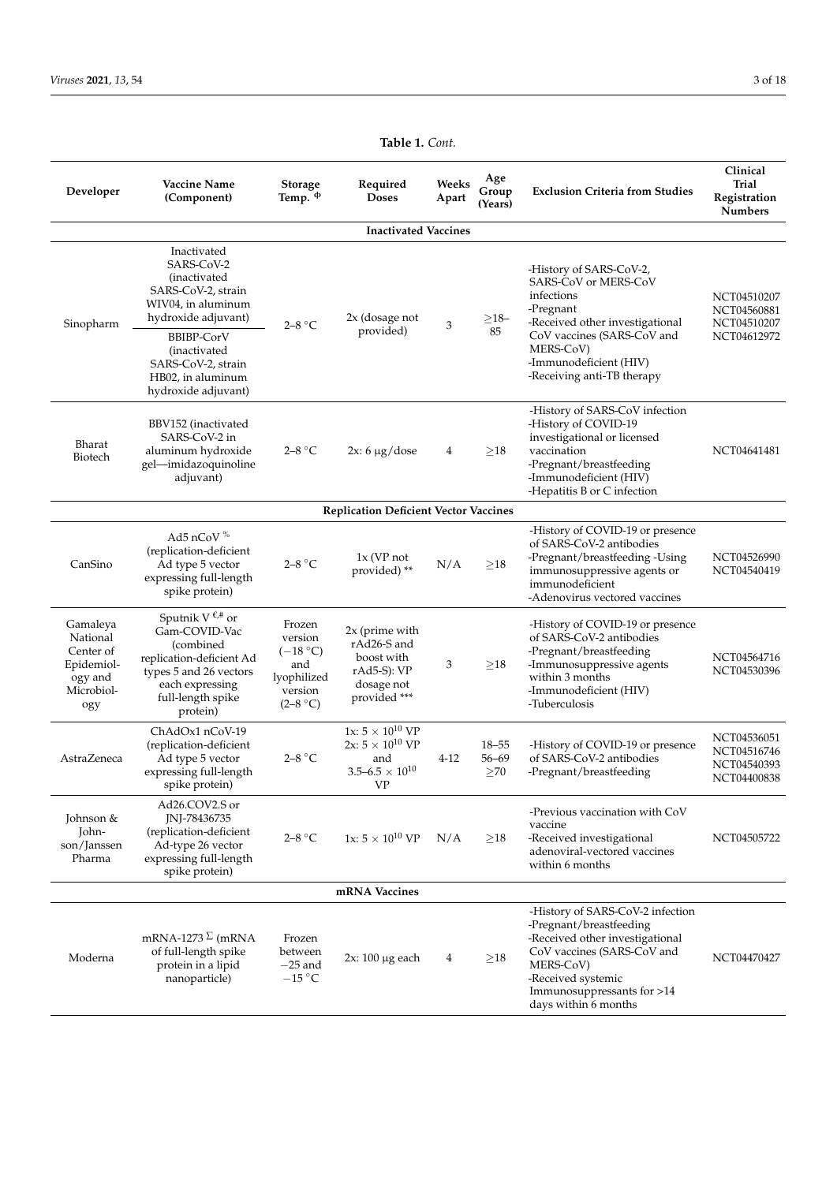**Table 1.** *Cont.*

| Developer | Vaccine Name (Component) | Storage Temp. [Φ] | Required Doses | Weeks Apart | Age Group (Years) | Exclusion Criteria from Studies | Clinical Trial Registration Numbers |
|---|---|---|---|---|---|---|---|
| **Inactivated Vaccines** | | | | | | | |
| Sinopharm | Inactivated SARS-CoV-2 (inactivated SARS-CoV-2, strain WIV04, in aluminum hydroxide adjuvant)<br>BBIBP-CorV (inactivated SARS-CoV-2, strain HB02, in aluminum hydroxide adjuvant) | 2–8 °C | 2x (dosage not provided) | 3 | ≥18–85 | -History of SARS-CoV-2, SARS-CoV or MERS-CoV infections<br>-Pregnant<br>-Received other investigational CoV vaccines (SARS-CoV and MERS-CoV)<br>-Immunodeficient (HIV)<br>-Receiving anti-TB therapy | NCT04510207<br>NCT04560881<br>NCT04510207<br>NCT04612972 |
| Bharat Biotech | BBV152 (inactivated SARS-CoV-2 in aluminum hydroxide gel—imidazoquinoline adjuvant) | 2–8 °C | 2x: 6 µg/dose | 4 | ≥18 | -History of SARS-CoV infection<br>-History of COVID-19 investigational or licensed vaccination<br>-Pregnant/breastfeeding<br>-Immunodeficient (HIV)<br>-Hepatitis B or C infection | NCT04641481 |
| **Replication Deficient Vector Vaccines** | | | | | | | |
| CanSino | Ad5 nCoV [%] (replication-deficient Ad type 5 vector expressing full-length spike protein) | 2–8 °C | 1x (VP not provided) ** | N/A | ≥18 | -History of COVID-19 or presence of SARS-CoV-2 antibodies<br>-Pregnant/breastfeeding -Using immunosuppressive agents or immunodeficient<br>-Adenovirus vectored vaccines | NCT04526990<br>NCT04540419 |
| Gamaleya National Center of Epidemiology and Microbiology | Sputnik V [€,#] or Gam-COVID-Vac (combined replication-deficient Ad types 5 and 26 vectors each expressing full-length spike protein) | Frozen version (−18 °C) and lyophilized version (2–8 °C) | 2x (prime with rAd26-S and boost with rAd5-S): VP dosage not provided *** | 3 | ≥18 | -History of COVID-19 or presence of SARS-CoV-2 antibodies<br>-Pregnant/breastfeeding<br>-Immunosuppressive agents within 3 months<br>-Immunodeficient (HIV)<br>-Tuberculosis | NCT04564716<br>NCT04530396 |
| AstraZeneca | ChAdOx1 nCoV-19 (replication-deficient Ad type 5 vector expressing full-length spike protein) | 2–8 °C | 1x: $5 \times 10^{10}$ VP<br>2x: $5 \times 10^{10}$ VP and $3.5–6.5 \times 10^{10}$ VP | 4-12 | 18–55<br>56–69<br>≥70 | -History of COVID-19 or presence of SARS-CoV-2 antibodies<br>-Pregnant/breastfeeding | NCT04536051<br>NCT04516746<br>NCT04540393<br>NCT04400838 |
| Johnson & Johnson/Janssen Pharma | Ad26.COV2.S or JNJ-78436735 (replication-deficient Ad-type 26 vector expressing full-length spike protein) | 2–8 °C | 1x: $5 \times 10^{10}$ VP | N/A | ≥18 | -Previous vaccination with CoV vaccine<br>-Received investigational adenoviral-vectored vaccines within 6 months | NCT04505722 |
| **mRNA Vaccines** | | | | | | | |
| Moderna | mRNA-1273 [Σ] (mRNA of full-length spike protein in a lipid nanoparticle) | Frozen between −25 and −15 °C | 2x: 100 µg each | 4 | ≥18 | -History of SARS-CoV-2 infection<br>-Pregnant/breastfeeding<br>-Received other investigational CoV vaccines (SARS-CoV and MERS-CoV)<br>-Received systemic Immunosuppressants for >14 days within 6 months | NCT04470427 |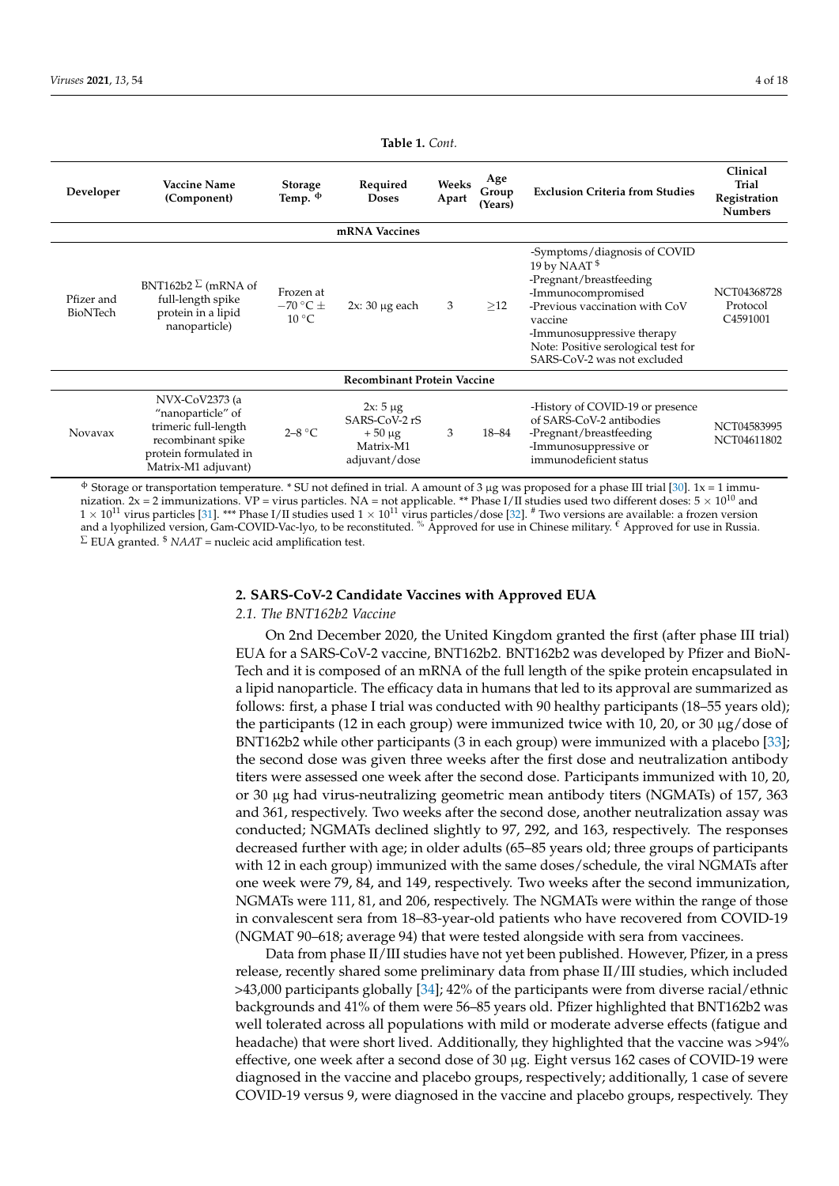**Table 1.** *Cont.*

| Developer | Vaccine Name (Component) | Storage Temp. [Φ] | Required Doses | Weeks Apart | Age Group (Years) | Exclusion Criteria from Studies | Clinical Trial Registration Numbers |
|---|---|---|---|---|---|---|---|
| **mRNA Vaccines** | | | | | | | |
| Pfizer and BioNTech | BNT162b2 [Σ] (mRNA of full-length spike protein in a lipid nanoparticle) | Frozen at −70 °C ± 10 °C | 2x: 30 μg each | 3 | ≥12 | -Symptoms/diagnosis of COVID 19 by NAAT [$] -Pregnant/breastfeeding -Immunocompromised -Previous vaccination with CoV vaccine -Immunosuppressive therapy Note: Positive serological test for SARS-CoV-2 was not excluded | NCT04368728 Protocol C4591001 |
| **Recombinant Protein Vaccine** | | | | | | | |
| Novavax | NVX-CoV2373 (a "nanoparticle" of trimeric full-length recombinant spike protein formulated in Matrix-M1 adjuvant) | 2–8 °C | 2x: 5 μg SARS-CoV-2 rS + 50 μg Matrix-M1 adjuvant/dose | 3 | 18–84 | -History of COVID-19 or presence of SARS-CoV-2 antibodies -Pregnant/breastfeeding -Immunosuppressive or immunodeficient status | NCT04583995 NCT04611802 |

[Φ] Storage or transportation temperature. * SU not defined in trial. A amount of 3 μg was proposed for a phase III trial [30]. 1x = 1 immunization. 2x = 2 immunizations. VP = virus particles. NA = not applicable. ** Phase I/II studies used two different doses: $5 \times 10^{10}$ and $1 \times 10^{11}$ virus particles [31]. *** Phase I/II studies used $1 \times 10^{11}$ virus particles/dose [32]. # Two versions are available: a frozen version and a lyophilized version, Gam-COVID-Vac-lyo, to be reconstituted. [%] Approved for use in Chinese military. [€] Approved for use in Russia. [Σ] EUA granted. [$] *NAAT* = nucleic acid amplification test.

## 2. SARS-CoV-2 Candidate Vaccines with Approved EUA

### 2.1. The BNT162b2 Vaccine

On 2nd December 2020, the United Kingdom granted the first (after phase III trial) EUA for a SARS-CoV-2 vaccine, BNT162b2. BNT162b2 was developed by Pfizer and BioNTech and it is composed of an mRNA of the full length of the spike protein encapsulated in a lipid nanoparticle. The efficacy data in humans that led to its approval are summarized as follows: first, a phase I trial was conducted with 90 healthy participants (18–55 years old); the participants (12 in each group) were immunized twice with 10, 20, or 30 μg/dose of BNT162b2 while other participants (3 in each group) were immunized with a placebo [33]; the second dose was given three weeks after the first dose and neutralization antibody titers were assessed one week after the second dose. Participants immunized with 10, 20, or 30 μg had virus-neutralizing geometric mean antibody titers (NGMATs) of 157, 363 and 361, respectively. Two weeks after the second dose, another neutralization assay was conducted; NGMATs declined slightly to 97, 292, and 163, respectively. The responses decreased further with age; in older adults (65–85 years old; three groups of participants with 12 in each group) immunized with the same doses/schedule, the viral NGMATs after one week were 79, 84, and 149, respectively. Two weeks after the second immunization, NGMATs were 111, 81, and 206, respectively. The NGMATs were within the range of those in convalescent sera from 18–83-year-old patients who have recovered from COVID-19 (NGMAT 90–618; average 94) that were tested alongside with sera from vaccinees.

Data from phase II/III studies have not yet been published. However, Pfizer, in a press release, recently shared some preliminary data from phase II/III studies, which included >43,000 participants globally [34]; 42% of the participants were from diverse racial/ethnic backgrounds and 41% of them were 56–85 years old. Pfizer highlighted that BNT162b2 was well tolerated across all populations with mild or moderate adverse effects (fatigue and headache) that were short lived. Additionally, they highlighted that the vaccine was >94% effective, one week after a second dose of 30 μg. Eight versus 162 cases of COVID-19 were diagnosed in the vaccine and placebo groups, respectively; additionally, 1 case of severe COVID-19 versus 9, were diagnosed in the vaccine and placebo groups, respectively. They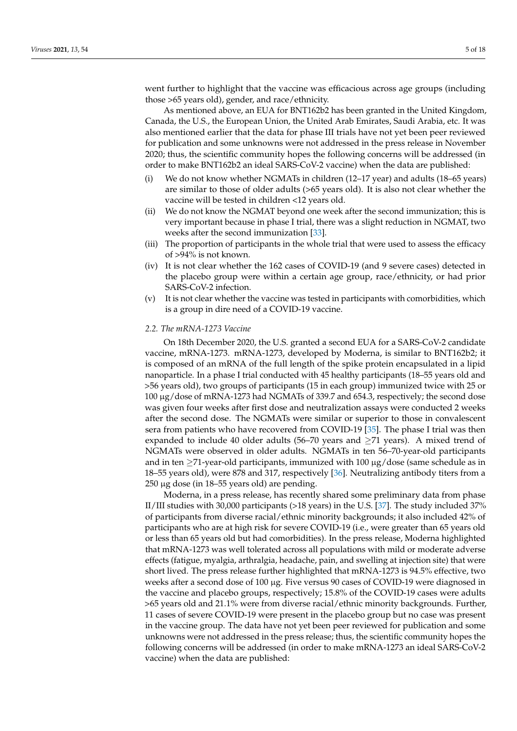went further to highlight that the vaccine was efficacious across age groups (including those >65 years old), gender, and race/ethnicity.

As mentioned above, an EUA for BNT162b2 has been granted in the United Kingdom, Canada, the U.S., the European Union, the United Arab Emirates, Saudi Arabia, etc. It was also mentioned earlier that the data for phase III trials have not yet been peer reviewed for publication and some unknowns were not addressed in the press release in November 2020; thus, the scientific community hopes the following concerns will be addressed (in order to make BNT162b2 an ideal SARS-CoV-2 vaccine) when the data are published:

(i) We do not know whether NGMATs in children (12–17 year) and adults (18–65 years) are similar to those of older adults (>65 years old). It is also not clear whether the vaccine will be tested in children <12 years old.
(ii) We do not know the NGMAT beyond one week after the second immunization; this is very important because in phase I trial, there was a slight reduction in NGMAT, two weeks after the second immunization [33].
(iii) The proportion of participants in the whole trial that were used to assess the efficacy of >94% is not known.
(iv) It is not clear whether the 162 cases of COVID-19 (and 9 severe cases) detected in the placebo group were within a certain age group, race/ethnicity, or had prior SARS-CoV-2 infection.
(v) It is not clear whether the vaccine was tested in participants with comorbidities, which is a group in dire need of a COVID-19 vaccine.

### 2.2. The mRNA-1273 Vaccine

On 18th December 2020, the U.S. granted a second EUA for a SARS-CoV-2 candidate vaccine, mRNA-1273. mRNA-1273, developed by Moderna, is similar to BNT162b2; it is composed of an mRNA of the full length of the spike protein encapsulated in a lipid nanoparticle. In a phase I trial conducted with 45 healthy participants (18–55 years old and >56 years old), two groups of participants (15 in each group) immunized twice with 25 or 100 μg/dose of mRNA-1273 had NGMATs of 339.7 and 654.3, respectively; the second dose was given four weeks after first dose and neutralization assays were conducted 2 weeks after the second dose. The NGMATs were similar or superior to those in convalescent sera from patients who have recovered from COVID-19 [35]. The phase I trial was then expanded to include 40 older adults (56–70 years and ≥71 years). A mixed trend of NGMATs were observed in older adults. NGMATs in ten 56–70-year-old participants and in ten ≥71-year-old participants, immunized with 100 μg/dose (same schedule as in 18–55 years old), were 878 and 317, respectively [36]. Neutralizing antibody titers from a 250 μg dose (in 18–55 years old) are pending.

Moderna, in a press release, has recently shared some preliminary data from phase II/III studies with 30,000 participants (>18 years) in the U.S. [37]. The study included 37% of participants from diverse racial/ethnic minority backgrounds; it also included 42% of participants who are at high risk for severe COVID-19 (i.e., were greater than 65 years old or less than 65 years old but had comorbidities). In the press release, Moderna highlighted that mRNA-1273 was well tolerated across all populations with mild or moderate adverse effects (fatigue, myalgia, arthralgia, headache, pain, and swelling at injection site) that were short lived. The press release further highlighted that mRNA-1273 is 94.5% effective, two weeks after a second dose of 100 μg. Five versus 90 cases of COVID-19 were diagnosed in the vaccine and placebo groups, respectively; 15.8% of the COVID-19 cases were adults >65 years old and 21.1% were from diverse racial/ethnic minority backgrounds. Further, 11 cases of severe COVID-19 were present in the placebo group but no case was present in the vaccine group. The data have not yet been peer reviewed for publication and some unknowns were not addressed in the press release; thus, the scientific community hopes the following concerns will be addressed (in order to make mRNA-1273 an ideal SARS-CoV-2 vaccine) when the data are published: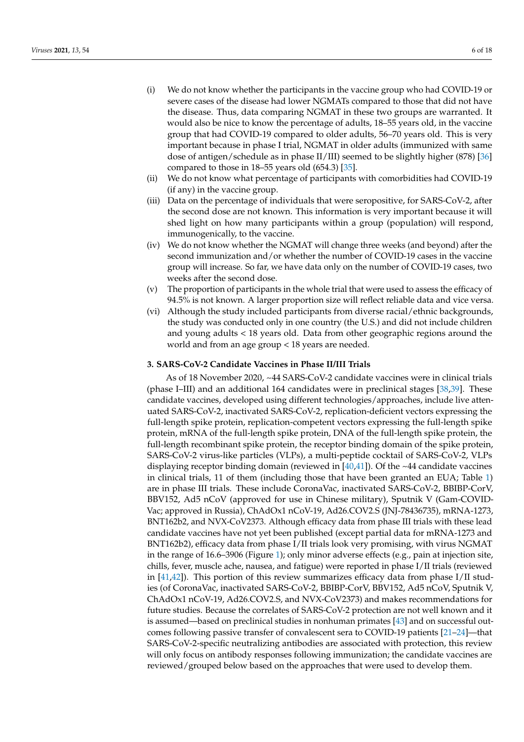(i) We do not know whether the participants in the vaccine group who had COVID-19 or severe cases of the disease had lower NGMATs compared to those that did not have the disease. Thus, data comparing NGMAT in these two groups are warranted. It would also be nice to know the percentage of adults, 18–55 years old, in the vaccine group that had COVID-19 compared to older adults, 56–70 years old. This is very important because in phase I trial, NGMAT in older adults (immunized with same dose of antigen/schedule as in phase II/III) seemed to be slightly higher (878) [36] compared to those in 18–55 years old (654.3) [35].

(ii) We do not know what percentage of participants with comorbidities had COVID-19 (if any) in the vaccine group.

(iii) Data on the percentage of individuals that were seropositive, for SARS-CoV-2, after the second dose are not known. This information is very important because it will shed light on how many participants within a group (population) will respond, immunogenically, to the vaccine.

(iv) We do not know whether the NGMAT will change three weeks (and beyond) after the second immunization and/or whether the number of COVID-19 cases in the vaccine group will increase. So far, we have data only on the number of COVID-19 cases, two weeks after the second dose.

(v) The proportion of participants in the whole trial that were used to assess the efficacy of 94.5% is not known. A larger proportion size will reflect reliable data and vice versa.

(vi) Although the study included participants from diverse racial/ethnic backgrounds, the study was conducted only in one country (the U.S.) and did not include children and young adults < 18 years old. Data from other geographic regions around the world and from an age group < 18 years are needed.

## 3. SARS-CoV-2 Candidate Vaccines in Phase II/III Trials

As of 18 November 2020, ~44 SARS-CoV-2 candidate vaccines were in clinical trials (phase I–III) and an additional 164 candidates were in preclinical stages [38,39]. These candidate vaccines, developed using different technologies/approaches, include live attenuated SARS-CoV-2, inactivated SARS-CoV-2, replication-deficient vectors expressing the full-length spike protein, replication-competent vectors expressing the full-length spike protein, mRNA of the full-length spike protein, DNA of the full-length spike protein, the full-length recombinant spike protein, the receptor binding domain of the spike protein, SARS-CoV-2 virus-like particles (VLPs), a multi-peptide cocktail of SARS-CoV-2, VLPs displaying receptor binding domain (reviewed in [40,41]). Of the ~44 candidate vaccines in clinical trials, 11 of them (including those that have been granted an EUA; Table 1) are in phase III trials. These include CoronaVac, inactivated SARS-CoV-2, BBIBP-CorV, BBV152, Ad5 nCoV (approved for use in Chinese military), Sputnik V (Gam-COVID-Vac; approved in Russia), ChAdOx1 nCoV-19, Ad26.COV2.S (JNJ-78436735), mRNA-1273, BNT162b2, and NVX-CoV2373. Although efficacy data from phase III trials with these lead candidate vaccines have not yet been published (except partial data for mRNA-1273 and BNT162b2), efficacy data from phase I/II trials look very promising, with virus NGMAT in the range of 16.6–3906 (Figure 1); only minor adverse effects (e.g., pain at injection site, chills, fever, muscle ache, nausea, and fatigue) were reported in phase I/II trials (reviewed in [41,42]). This portion of this review summarizes efficacy data from phase I/II studies (of CoronaVac, inactivated SARS-CoV-2, BBIBP-CorV, BBV152, Ad5 nCoV, Sputnik V, ChAdOx1 nCoV-19, Ad26.COV2.S, and NVX-CoV2373) and makes recommendations for future studies. Because the correlates of SARS-CoV-2 protection are not well known and it is assumed—based on preclinical studies in nonhuman primates [43] and on successful outcomes following passive transfer of convalescent sera to COVID-19 patients [21–24]—that SARS-CoV-2-specific neutralizing antibodies are associated with protection, this review will only focus on antibody responses following immunization; the candidate vaccines are reviewed/grouped below based on the approaches that were used to develop them.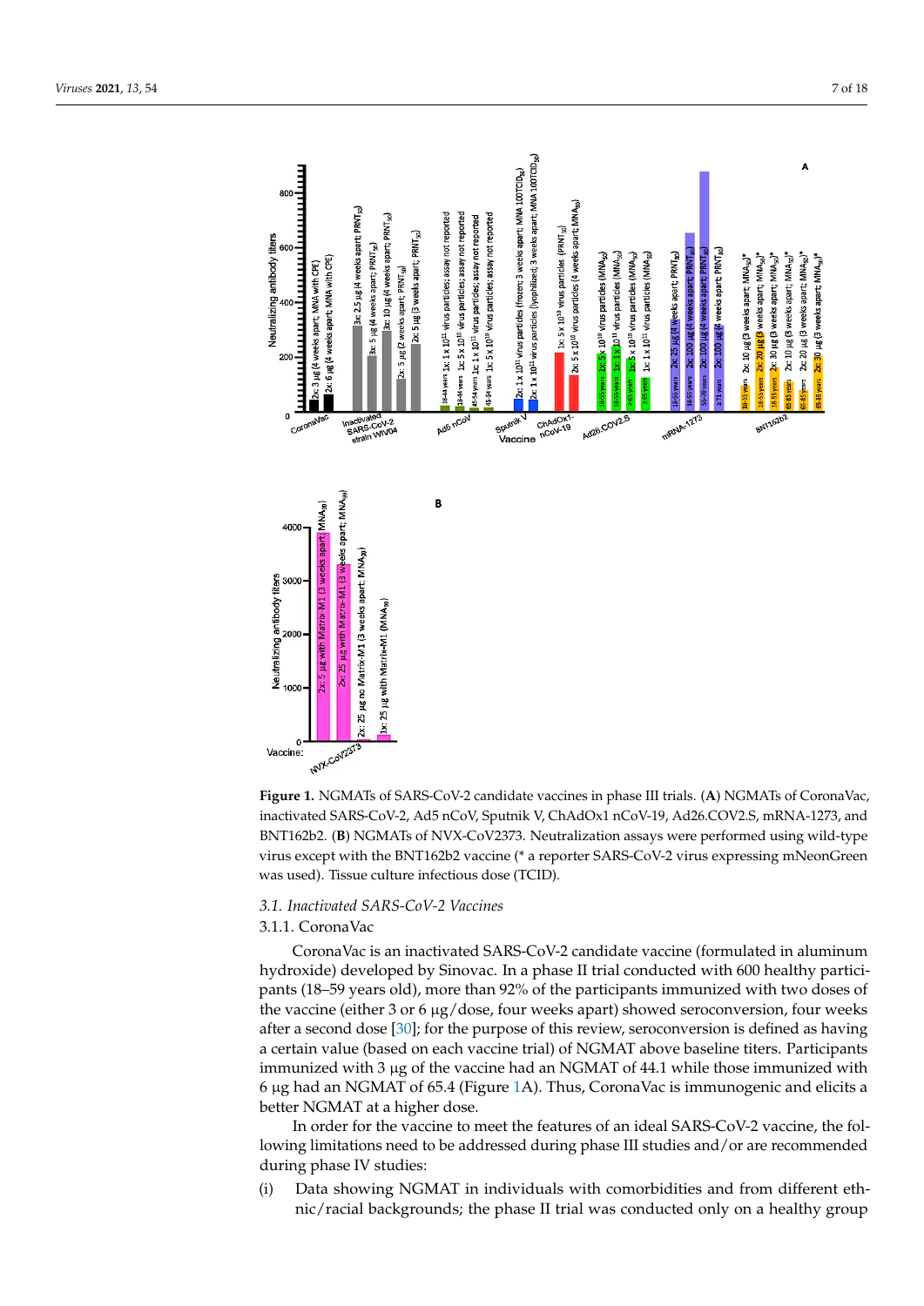**Figure 1.** NGMATs of SARS-CoV-2 candidate vaccines in phase III trials. (**A**) NGMATs of CoronaVac, inactivated SARS-CoV-2, Ad5 nCoV, Sputnik V, ChAdOx1 nCoV-19, Ad26.COV2.S, mRNA-1273, and BNT162b2. (**B**) NGMATs of NVX-CoV2373. Neutralization assays were performed using wild-type virus except with the BNT162b2 vaccine (* a reporter SARS-CoV-2 virus expressing mNeonGreen was used). Tissue culture infectious dose (TCID).

### 3.1. Inactivated SARS-CoV-2 Vaccines

#### 3.1.1. CoronaVac

CoronaVac is an inactivated SARS-CoV-2 candidate vaccine (formulated in aluminum hydroxide) developed by Sinovac. In a phase II trial conducted with 600 healthy participants (18–59 years old), more than 92% of the participants immunized with two doses of the vaccine (either 3 or 6 µg/dose, four weeks apart) showed seroconversion, four weeks after a second dose [30]; for the purpose of this review, seroconversion is defined as having a certain value (based on each vaccine trial) of NGMAT above baseline titers. Participants immunized with 3 µg of the vaccine had an NGMAT of 44.1 while those immunized with 6 µg had an NGMAT of 65.4 (Figure 1A). Thus, CoronaVac is immunogenic and elicits a better NGMAT at a higher dose.

In order for the vaccine to meet the features of an ideal SARS-CoV-2 vaccine, the following limitations need to be addressed during phase III studies and/or are recommended during phase IV studies:

(i) Data showing NGMAT in individuals with comorbidities and from different ethnic/racial backgrounds; the phase II trial was conducted only on a healthy group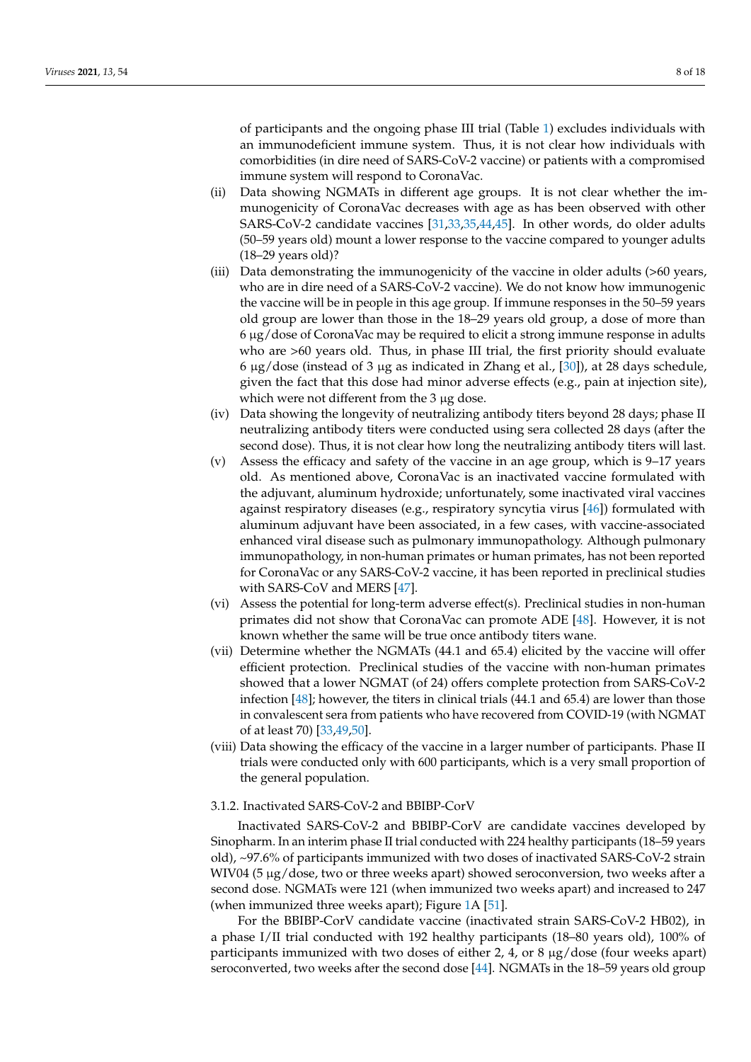of participants and the ongoing phase III trial (Table 1) excludes individuals with an immunodeficient immune system. Thus, it is not clear how individuals with comorbidities (in dire need of SARS-CoV-2 vaccine) or patients with a compromised immune system will respond to CoronaVac.

(ii) Data showing NGMATs in different age groups. It is not clear whether the immunogenicity of CoronaVac decreases with age as has been observed with other SARS-CoV-2 candidate vaccines [31,33,35,44,45]. In other words, do older adults (50–59 years old) mount a lower response to the vaccine compared to younger adults (18–29 years old)?

(iii) Data demonstrating the immunogenicity of the vaccine in older adults (>60 years, who are in dire need of a SARS-CoV-2 vaccine). We do not know how immunogenic the vaccine will be in people in this age group. If immune responses in the 50–59 years old group are lower than those in the 18–29 years old group, a dose of more than 6 μg/dose of CoronaVac may be required to elicit a strong immune response in adults who are >60 years old. Thus, in phase III trial, the first priority should evaluate 6 μg/dose (instead of 3 μg as indicated in Zhang et al., [30]), at 28 days schedule, given the fact that this dose had minor adverse effects (e.g., pain at injection site), which were not different from the 3 μg dose.

(iv) Data showing the longevity of neutralizing antibody titers beyond 28 days; phase II neutralizing antibody titers were conducted using sera collected 28 days (after the second dose). Thus, it is not clear how long the neutralizing antibody titers will last.

(v) Assess the efficacy and safety of the vaccine in an age group, which is 9–17 years old. As mentioned above, CoronaVac is an inactivated vaccine formulated with the adjuvant, aluminum hydroxide; unfortunately, some inactivated viral vaccines against respiratory diseases (e.g., respiratory syncytia virus [46]) formulated with aluminum adjuvant have been associated, in a few cases, with vaccine-associated enhanced viral disease such as pulmonary immunopathology. Although pulmonary immunopathology, in non-human primates or human primates, has not been reported for CoronaVac or any SARS-CoV-2 vaccine, it has been reported in preclinical studies with SARS-CoV and MERS [47].

(vi) Assess the potential for long-term adverse effect(s). Preclinical studies in non-human primates did not show that CoronaVac can promote ADE [48]. However, it is not known whether the same will be true once antibody titers wane.

(vii) Determine whether the NGMATs (44.1 and 65.4) elicited by the vaccine will offer efficient protection. Preclinical studies of the vaccine with non-human primates showed that a lower NGMAT (of 24) offers complete protection from SARS-CoV-2 infection [48]; however, the titers in clinical trials (44.1 and 65.4) are lower than those in convalescent sera from patients who have recovered from COVID-19 (with NGMAT of at least 70) [33,49,50].

(viii) Data showing the efficacy of the vaccine in a larger number of participants. Phase II trials were conducted only with 600 participants, which is a very small proportion of the general population.

#### 3.1.2. Inactivated SARS-CoV-2 and BBIBP-CorV

Inactivated SARS-CoV-2 and BBIBP-CorV are candidate vaccines developed by Sinopharm. In an interim phase II trial conducted with 224 healthy participants (18–59 years old), ~97.6% of participants immunized with two doses of inactivated SARS-CoV-2 strain WIV04 (5 μg/dose, two or three weeks apart) showed seroconversion, two weeks after a second dose. NGMATs were 121 (when immunized two weeks apart) and increased to 247 (when immunized three weeks apart); Figure 1A [51].

For the BBIBP-CorV candidate vaccine (inactivated strain SARS-CoV-2 HB02), in a phase I/II trial conducted with 192 healthy participants (18–80 years old), 100% of participants immunized with two doses of either 2, 4, or 8 μg/dose (four weeks apart) seroconverted, two weeks after the second dose [44]. NGMATs in the 18–59 years old group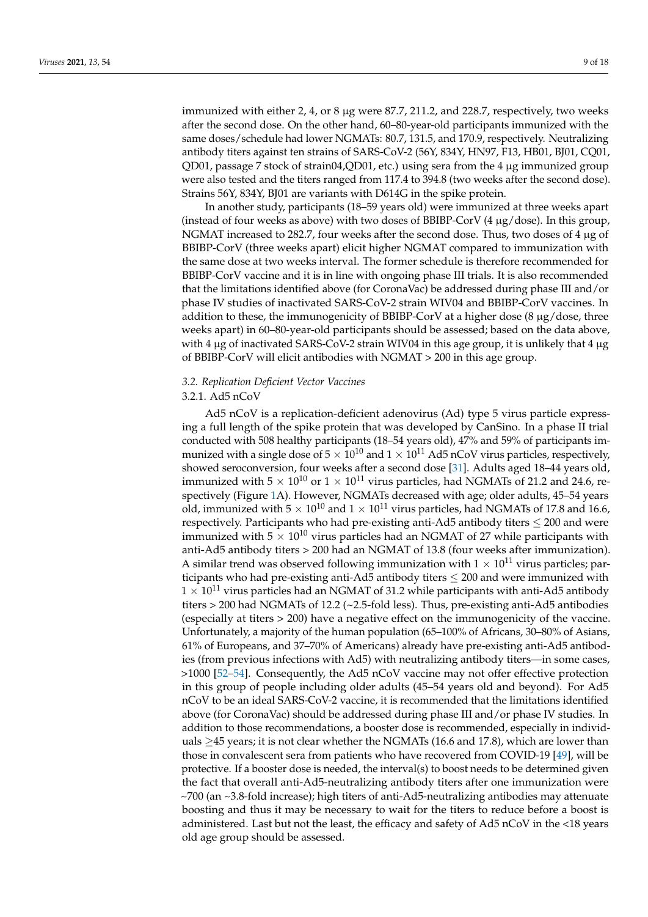immunized with either 2, 4, or 8 μg were 87.7, 211.2, and 228.7, respectively, two weeks after the second dose. On the other hand, 60–80-year-old participants immunized with the same doses/schedule had lower NGMATs: 80.7, 131.5, and 170.9, respectively. Neutralizing antibody titers against ten strains of SARS-CoV-2 (56Y, 834Y, HN97, F13, HB01, BJ01, CQ01, QD01, passage 7 stock of strain04,QD01, etc.) using sera from the 4 μg immunized group were also tested and the titers ranged from 117.4 to 394.8 (two weeks after the second dose). Strains 56Y, 834Y, BJ01 are variants with D614G in the spike protein.

In another study, participants (18–59 years old) were immunized at three weeks apart (instead of four weeks as above) with two doses of BBIBP-CorV (4 μg/dose). In this group, NGMAT increased to 282.7, four weeks after the second dose. Thus, two doses of 4 μg of BBIBP-CorV (three weeks apart) elicit higher NGMAT compared to immunization with the same dose at two weeks interval. The former schedule is therefore recommended for BBIBP-CorV vaccine and it is in line with ongoing phase III trials. It is also recommended that the limitations identified above (for CoronaVac) be addressed during phase III and/or phase IV studies of inactivated SARS-CoV-2 strain WIV04 and BBIBP-CorV vaccines. In addition to these, the immunogenicity of BBIBP-CorV at a higher dose (8 μg/dose, three weeks apart) in 60–80-year-old participants should be assessed; based on the data above, with 4 μg of inactivated SARS-CoV-2 strain WIV04 in this age group, it is unlikely that 4 μg of BBIBP-CorV will elicit antibodies with NGMAT > 200 in this age group.

### *3.2. Replication Deficient Vector Vaccines*

#### 3.2.1. Ad5 nCoV

Ad5 nCoV is a replication-deficient adenovirus (Ad) type 5 virus particle expressing a full length of the spike protein that was developed by CanSino. In a phase II trial conducted with 508 healthy participants (18–54 years old), 47% and 59% of participants immunized with a single dose of $5 \times 10^{10}$ and $1 \times 10^{11}$ Ad5 nCoV virus particles, respectively, showed seroconversion, four weeks after a second dose [31]. Adults aged 18–44 years old, immunized with $5 \times 10^{10}$ or $1 \times 10^{11}$ virus particles, had NGMATs of 21.2 and 24.6, respectively (Figure 1A). However, NGMATs decreased with age; older adults, 45–54 years old, immunized with $5 \times 10^{10}$ and $1 \times 10^{11}$ virus particles, had NGMATs of 17.8 and 16.6, respectively. Participants who had pre-existing anti-Ad5 antibody titers $\leq 200$ and were immunized with $5 \times 10^{10}$ virus particles had an NGMAT of 27 while participants with anti-Ad5 antibody titers > 200 had an NGMAT of 13.8 (four weeks after immunization). A similar trend was observed following immunization with $1 \times 10^{11}$ virus particles; participants who had pre-existing anti-Ad5 antibody titers $\leq 200$ and were immunized with $1 \times 10^{11}$ virus particles had an NGMAT of 31.2 while participants with anti-Ad5 antibody titers > 200 had NGMATs of 12.2 (~2.5-fold less). Thus, pre-existing anti-Ad5 antibodies (especially at titers > 200) have a negative effect on the immunogenicity of the vaccine. Unfortunately, a majority of the human population (65–100% of Africans, 30–80% of Asians, 61% of Europeans, and 37–70% of Americans) already have pre-existing anti-Ad5 antibodies (from previous infections with Ad5) with neutralizing antibody titers—in some cases, >1000 [52–54]. Consequently, the Ad5 nCoV vaccine may not offer effective protection in this group of people including older adults (45–54 years old and beyond). For Ad5 nCoV to be an ideal SARS-CoV-2 vaccine, it is recommended that the limitations identified above (for CoronaVac) should be addressed during phase III and/or phase IV studies. In addition to those recommendations, a booster dose is recommended, especially in individuals $\geq$45 years; it is not clear whether the NGMATs (16.6 and 17.8), which are lower than those in convalescent sera from patients who have recovered from COVID-19 [49], will be protective. If a booster dose is needed, the interval(s) to boost needs to be determined given the fact that overall anti-Ad5-neutralizing antibody titers after one immunization were ~700 (an ~3.8-fold increase); high titers of anti-Ad5-neutralizing antibodies may attenuate boosting and thus it may be necessary to wait for the titers to reduce before a boost is administered. Last but not the least, the efficacy and safety of Ad5 nCoV in the <18 years old age group should be assessed.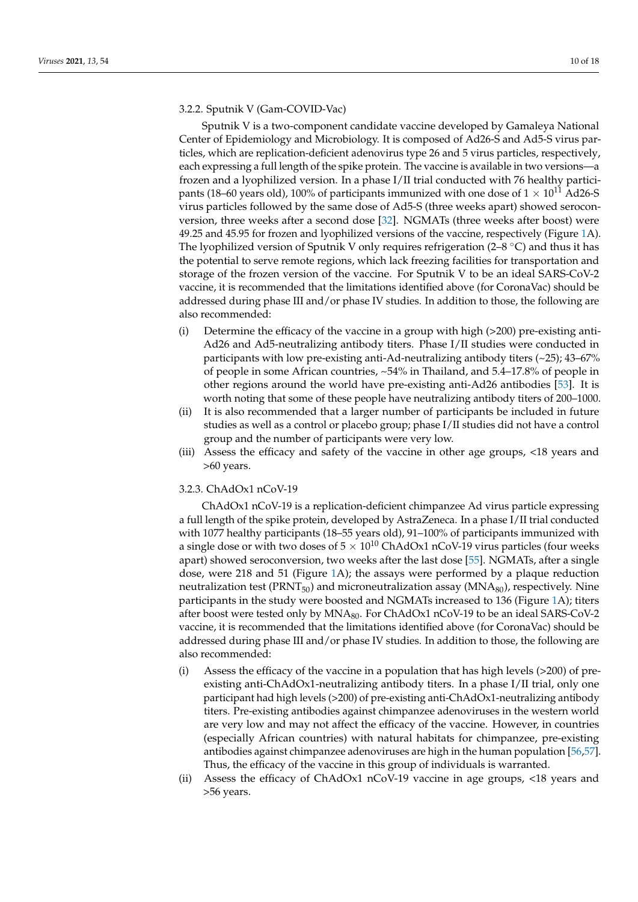#### 3.2.2. Sputnik V (Gam-COVID-Vac)

Sputnik V is a two-component candidate vaccine developed by Gamaleya National Center of Epidemiology and Microbiology. It is composed of Ad26-S and Ad5-S virus particles, which are replication-deficient adenovirus type 26 and 5 virus particles, respectively, each expressing a full length of the spike protein. The vaccine is available in two versions—a frozen and a lyophilized version. In a phase I/II trial conducted with 76 healthy participants (18–60 years old), 100% of participants immunized with one dose of $1 \times 10^{11}$ Ad26-S virus particles followed by the same dose of Ad5-S (three weeks apart) showed seroconversion, three weeks after a second dose [32]. NGMATs (three weeks after boost) were 49.25 and 45.95 for frozen and lyophilized versions of the vaccine, respectively (Figure 1A). The lyophilized version of Sputnik V only requires refrigeration (2–8 °C) and thus it has the potential to serve remote regions, which lack freezing facilities for transportation and storage of the frozen version of the vaccine. For Sputnik V to be an ideal SARS-CoV-2 vaccine, it is recommended that the limitations identified above (for CoronaVac) should be addressed during phase III and/or phase IV studies. In addition to those, the following are also recommended:

(i) Determine the efficacy of the vaccine in a group with high (>200) pre-existing anti-Ad26 and Ad5-neutralizing antibody titers. Phase I/II studies were conducted in participants with low pre-existing anti-Ad-neutralizing antibody titers (~25); 43–67% of people in some African countries, ~54% in Thailand, and 5.4–17.8% of people in other regions around the world have pre-existing anti-Ad26 antibodies [53]. It is worth noting that some of these people have neutralizing antibody titers of 200–1000.

(ii) It is also recommended that a larger number of participants be included in future studies as well as a control or placebo group; phase I/II studies did not have a control group and the number of participants were very low.

(iii) Assess the efficacy and safety of the vaccine in other age groups, <18 years and >60 years.

#### 3.2.3. ChAdOx1 nCoV-19

ChAdOx1 nCoV-19 is a replication-deficient chimpanzee Ad virus particle expressing a full length of the spike protein, developed by AstraZeneca. In a phase I/II trial conducted with 1077 healthy participants (18–55 years old), 91–100% of participants immunized with a single dose or with two doses of $5 \times 10^{10}$ ChAdOx1 nCoV-19 virus particles (four weeks apart) showed seroconversion, two weeks after the last dose [55]. NGMATs, after a single dose, were 218 and 51 (Figure 1A); the assays were performed by a plaque reduction neutralization test ($PRNT_{50}$) and microneutralization assay ($MNA_{80}$), respectively. Nine participants in the study were boosted and NGMATs increased to 136 (Figure 1A); titers after boost were tested only by $MNA_{80}$. For ChAdOx1 nCoV-19 to be an ideal SARS-CoV-2 vaccine, it is recommended that the limitations identified above (for CoronaVac) should be addressed during phase III and/or phase IV studies. In addition to those, the following are also recommended:

(i) Assess the efficacy of the vaccine in a population that has high levels (>200) of pre-existing anti-ChAdOx1-neutralizing antibody titers. In a phase I/II trial, only one participant had high levels (>200) of pre-existing anti-ChAdOx1-neutralizing antibody titers. Pre-existing antibodies against chimpanzee adenoviruses in the western world are very low and may not affect the efficacy of the vaccine. However, in countries (especially African countries) with natural habitats for chimpanzee, pre-existing antibodies against chimpanzee adenoviruses are high in the human population [56,57]. Thus, the efficacy of the vaccine in this group of individuals is warranted.

(ii) Assess the efficacy of ChAdOx1 nCoV-19 vaccine in age groups, <18 years and >56 years.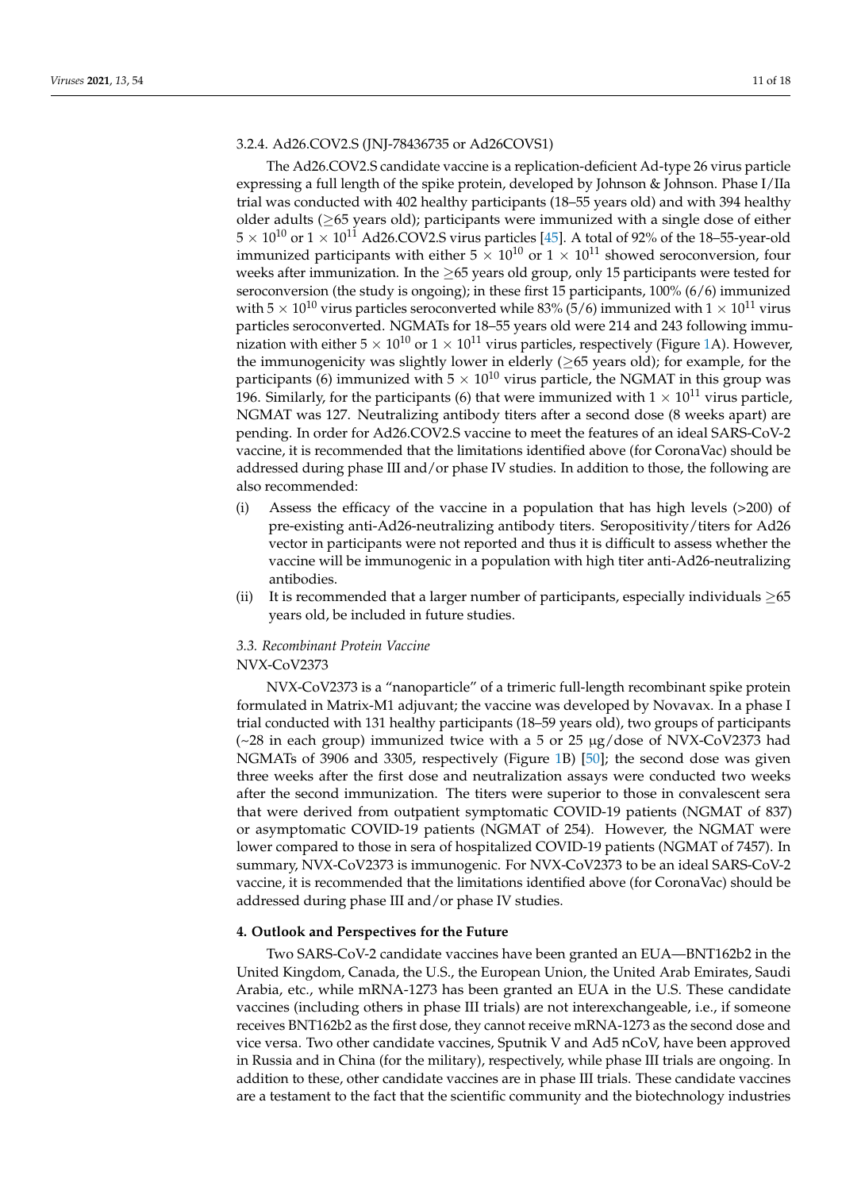#### 3.2.4. Ad26.COV2.S (JNJ-78436735 or Ad26COVS1)

The Ad26.COV2.S candidate vaccine is a replication-deficient Ad-type 26 virus particle expressing a full length of the spike protein, developed by Johnson & Johnson. Phase I/IIa trial was conducted with 402 healthy participants (18–55 years old) and with 394 healthy older adults (≥65 years old); participants were immunized with a single dose of either $5 \times 10^{10}$ or $1 \times 10^{11}$ Ad26.COV2.S virus particles [45]. A total of 92% of the 18–55-year-old immunized participants with either $5 \times 10^{10}$ or $1 \times 10^{11}$ showed seroconversion, four weeks after immunization. In the ≥65 years old group, only 15 participants were tested for seroconversion (the study is ongoing); in these first 15 participants, 100% (6/6) immunized with $5 \times 10^{10}$ virus particles seroconverted while 83% (5/6) immunized with $1 \times 10^{11}$ virus particles seroconverted. NGMATs for 18–55 years old were 214 and 243 following immunization with either $5 \times 10^{10}$ or $1 \times 10^{11}$ virus particles, respectively (Figure 1A). However, the immunogenicity was slightly lower in elderly (≥65 years old); for example, for the participants (6) immunized with $5 \times 10^{10}$ virus particle, the NGMAT in this group was 196. Similarly, for the participants (6) that were immunized with $1 \times 10^{11}$ virus particle, NGMAT was 127. Neutralizing antibody titers after a second dose (8 weeks apart) are pending. In order for Ad26.COV2.S vaccine to meet the features of an ideal SARS-CoV-2 vaccine, it is recommended that the limitations identified above (for CoronaVac) should be addressed during phase III and/or phase IV studies. In addition to those, the following are also recommended:

(i) Assess the efficacy of the vaccine in a population that has high levels (>200) of pre-existing anti-Ad26-neutralizing antibody titers. Seropositivity/titers for Ad26 vector in participants were not reported and thus it is difficult to assess whether the vaccine will be immunogenic in a population with high titer anti-Ad26-neutralizing antibodies.

(ii) It is recommended that a larger number of participants, especially individuals ≥65 years old, be included in future studies.

### *3.3. Recombinant Protein Vaccine*

NVX-CoV2373

NVX-CoV2373 is a "nanoparticle" of a trimeric full-length recombinant spike protein formulated in Matrix-M1 adjuvant; the vaccine was developed by Novavax. In a phase I trial conducted with 131 healthy participants (18–59 years old), two groups of participants (~28 in each group) immunized twice with a 5 or 25 μg/dose of NVX-CoV2373 had NGMATs of 3906 and 3305, respectively (Figure 1B) [50]; the second dose was given three weeks after the first dose and neutralization assays were conducted two weeks after the second immunization. The titers were superior to those in convalescent sera that were derived from outpatient symptomatic COVID-19 patients (NGMAT of 837) or asymptomatic COVID-19 patients (NGMAT of 254). However, the NGMAT were lower compared to those in sera of hospitalized COVID-19 patients (NGMAT of 7457). In summary, NVX-CoV2373 is immunogenic. For NVX-CoV2373 to be an ideal SARS-CoV-2 vaccine, it is recommended that the limitations identified above (for CoronaVac) should be addressed during phase III and/or phase IV studies.

## 4. Outlook and Perspectives for the Future

Two SARS-CoV-2 candidate vaccines have been granted an EUA—BNT162b2 in the United Kingdom, Canada, the U.S., the European Union, the United Arab Emirates, Saudi Arabia, etc., while mRNA-1273 has been granted an EUA in the U.S. These candidate vaccines (including others in phase III trials) are not interexchangeable, i.e., if someone receives BNT162b2 as the first dose, they cannot receive mRNA-1273 as the second dose and vice versa. Two other candidate vaccines, Sputnik V and Ad5 nCoV, have been approved in Russia and in China (for the military), respectively, while phase III trials are ongoing. In addition to these, other candidate vaccines are in phase III trials. These candidate vaccines are a testament to the fact that the scientific community and the biotechnology industries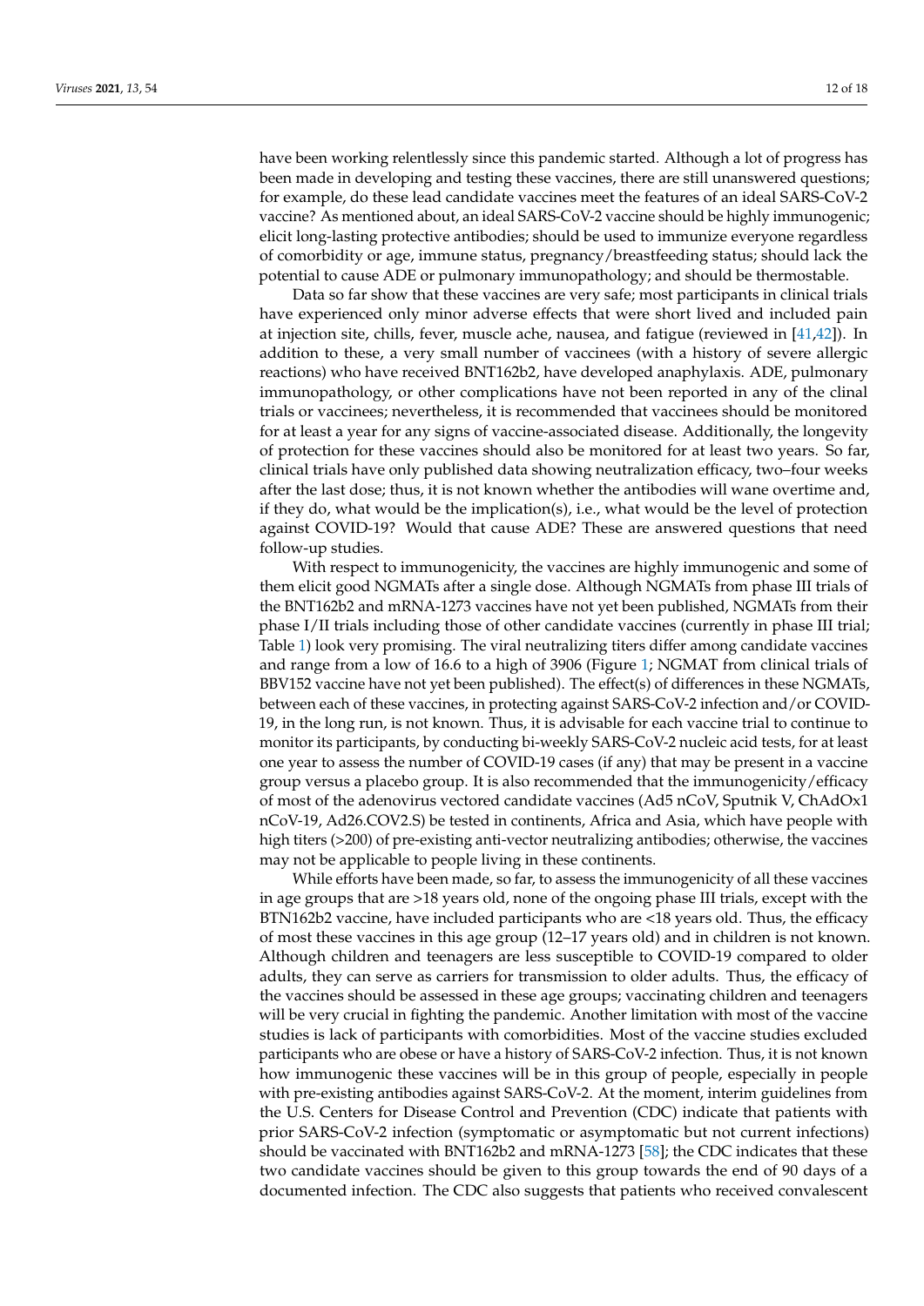have been working relentlessly since this pandemic started. Although a lot of progress has been made in developing and testing these vaccines, there are still unanswered questions; for example, do these lead candidate vaccines meet the features of an ideal SARS-CoV-2 vaccine? As mentioned about, an ideal SARS-CoV-2 vaccine should be highly immunogenic; elicit long-lasting protective antibodies; should be used to immunize everyone regardless of comorbidity or age, immune status, pregnancy/breastfeeding status; should lack the potential to cause ADE or pulmonary immunopathology; and should be thermostable.

Data so far show that these vaccines are very safe; most participants in clinical trials have experienced only minor adverse effects that were short lived and included pain at injection site, chills, fever, muscle ache, nausea, and fatigue (reviewed in [41,42]). In addition to these, a very small number of vaccinees (with a history of severe allergic reactions) who have received BNT162b2, have developed anaphylaxis. ADE, pulmonary immunopathology, or other complications have not been reported in any of the clinal trials or vaccinees; nevertheless, it is recommended that vaccinees should be monitored for at least a year for any signs of vaccine-associated disease. Additionally, the longevity of protection for these vaccines should also be monitored for at least two years. So far, clinical trials have only published data showing neutralization efficacy, two–four weeks after the last dose; thus, it is not known whether the antibodies will wane overtime and, if they do, what would be the implication(s), i.e., what would be the level of protection against COVID-19? Would that cause ADE? These are answered questions that need follow-up studies.

With respect to immunogenicity, the vaccines are highly immunogenic and some of them elicit good NGMATs after a single dose. Although NGMATs from phase III trials of the BNT162b2 and mRNA-1273 vaccines have not yet been published, NGMATs from their phase I/II trials including those of other candidate vaccines (currently in phase III trial; Table 1) look very promising. The viral neutralizing titers differ among candidate vaccines and range from a low of 16.6 to a high of 3906 (Figure 1; NGMAT from clinical trials of BBV152 vaccine have not yet been published). The effect(s) of differences in these NGMATs, between each of these vaccines, in protecting against SARS-CoV-2 infection and/or COVID-19, in the long run, is not known. Thus, it is advisable for each vaccine trial to continue to monitor its participants, by conducting bi-weekly SARS-CoV-2 nucleic acid tests, for at least one year to assess the number of COVID-19 cases (if any) that may be present in a vaccine group versus a placebo group. It is also recommended that the immunogenicity/efficacy of most of the adenovirus vectored candidate vaccines (Ad5 nCoV, Sputnik V, ChAdOx1 nCoV-19, Ad26.COV2.S) be tested in continents, Africa and Asia, which have people with high titers (>200) of pre-existing anti-vector neutralizing antibodies; otherwise, the vaccines may not be applicable to people living in these continents.

While efforts have been made, so far, to assess the immunogenicity of all these vaccines in age groups that are >18 years old, none of the ongoing phase III trials, except with the BTN162b2 vaccine, have included participants who are <18 years old. Thus, the efficacy of most these vaccines in this age group (12–17 years old) and in children is not known. Although children and teenagers are less susceptible to COVID-19 compared to older adults, they can serve as carriers for transmission to older adults. Thus, the efficacy of the vaccines should be assessed in these age groups; vaccinating children and teenagers will be very crucial in fighting the pandemic. Another limitation with most of the vaccine studies is lack of participants with comorbidities. Most of the vaccine studies excluded participants who are obese or have a history of SARS-CoV-2 infection. Thus, it is not known how immunogenic these vaccines will be in this group of people, especially in people with pre-existing antibodies against SARS-CoV-2. At the moment, interim guidelines from the U.S. Centers for Disease Control and Prevention (CDC) indicate that patients with prior SARS-CoV-2 infection (symptomatic or asymptomatic but not current infections) should be vaccinated with BNT162b2 and mRNA-1273 [58]; the CDC indicates that these two candidate vaccines should be given to this group towards the end of 90 days of a documented infection. The CDC also suggests that patients who received convalescent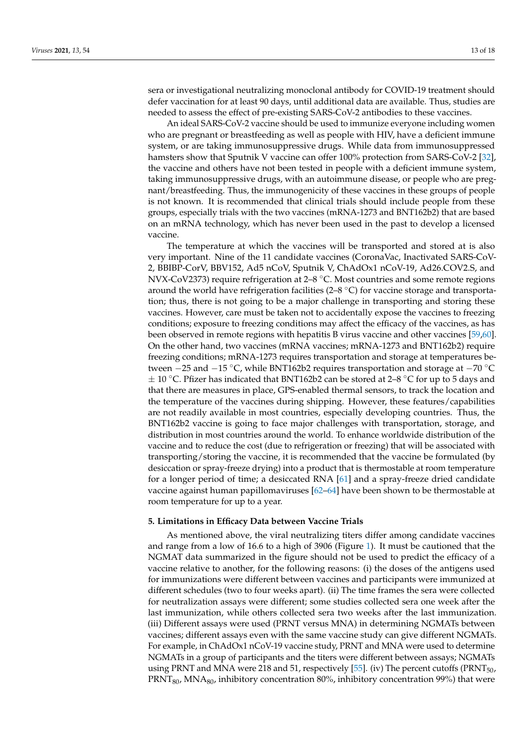sera or investigational neutralizing monoclonal antibody for COVID-19 treatment should defer vaccination for at least 90 days, until additional data are available. Thus, studies are needed to assess the effect of pre-existing SARS-CoV-2 antibodies to these vaccines.

An ideal SARS-CoV-2 vaccine should be used to immunize everyone including women who are pregnant or breastfeeding as well as people with HIV, have a deficient immune system, or are taking immunosuppressive drugs. While data from immunosuppressed hamsters show that Sputnik V vaccine can offer 100% protection from SARS-CoV-2 [32], the vaccine and others have not been tested in people with a deficient immune system, taking immunosuppressive drugs, with an autoimmune disease, or people who are pregnant/breastfeeding. Thus, the immunogenicity of these vaccines in these groups of people is not known. It is recommended that clinical trials should include people from these groups, especially trials with the two vaccines (mRNA-1273 and BNT162b2) that are based on an mRNA technology, which has never been used in the past to develop a licensed vaccine.

The temperature at which the vaccines will be transported and stored at is also very important. Nine of the 11 candidate vaccines (CoronaVac, Inactivated SARS-CoV-2, BBIBP-CorV, BBV152, Ad5 nCoV, Sputnik V, ChAdOx1 nCoV-19, Ad26.COV2.S, and NVX-CoV2373) require refrigeration at 2–8 °C. Most countries and some remote regions around the world have refrigeration facilities (2–8 °C) for vaccine storage and transportation; thus, there is not going to be a major challenge in transporting and storing these vaccines. However, care must be taken not to accidentally expose the vaccines to freezing conditions; exposure to freezing conditions may affect the efficacy of the vaccines, as has been observed in remote regions with hepatitis B virus vaccine and other vaccines [59,60]. On the other hand, two vaccines (mRNA vaccines; mRNA-1273 and BNT162b2) require freezing conditions; mRNA-1273 requires transportation and storage at temperatures between −25 and −15 °C, while BNT162b2 requires transportation and storage at −70 °C ± 10 °C. Pfizer has indicated that BNT162b2 can be stored at 2–8 °C for up to 5 days and that there are measures in place, GPS-enabled thermal sensors, to track the location and the temperature of the vaccines during shipping. However, these features/capabilities are not readily available in most countries, especially developing countries. Thus, the BNT162b2 vaccine is going to face major challenges with transportation, storage, and distribution in most countries around the world. To enhance worldwide distribution of the vaccine and to reduce the cost (due to refrigeration or freezing) that will be associated with transporting/storing the vaccine, it is recommended that the vaccine be formulated (by desiccation or spray-freeze drying) into a product that is thermostable at room temperature for a longer period of time; a desiccated RNA [61] and a spray-freeze dried candidate vaccine against human papillomaviruses [62–64] have been shown to be thermostable at room temperature for up to a year.

## 5. Limitations in Efficacy Data between Vaccine Trials

As mentioned above, the viral neutralizing titers differ among candidate vaccines and range from a low of 16.6 to a high of 3906 (Figure 1). It must be cautioned that the NGMAT data summarized in the figure should not be used to predict the efficacy of a vaccine relative to another, for the following reasons: (i) the doses of the antigens used for immunizations were different between vaccines and participants were immunized at different schedules (two to four weeks apart). (ii) The time frames the sera were collected for neutralization assays were different; some studies collected sera one week after the last immunization, while others collected sera two weeks after the last immunization. (iii) Different assays were used (PRNT versus MNA) in determining NGMATs between vaccines; different assays even with the same vaccine study can give different NGMATs. For example, in ChAdOx1 nCoV-19 vaccine study, PRNT and MNA were used to determine NGMATs in a group of participants and the titers were different between assays; NGMATs using PRNT and MNA were 218 and 51, respectively [55]. (iv) The percent cutoffs ($PRNT_{50}$, $PRNT_{80}$, $MNA_{80}$, inhibitory concentration 80%, inhibitory concentration 99%) that were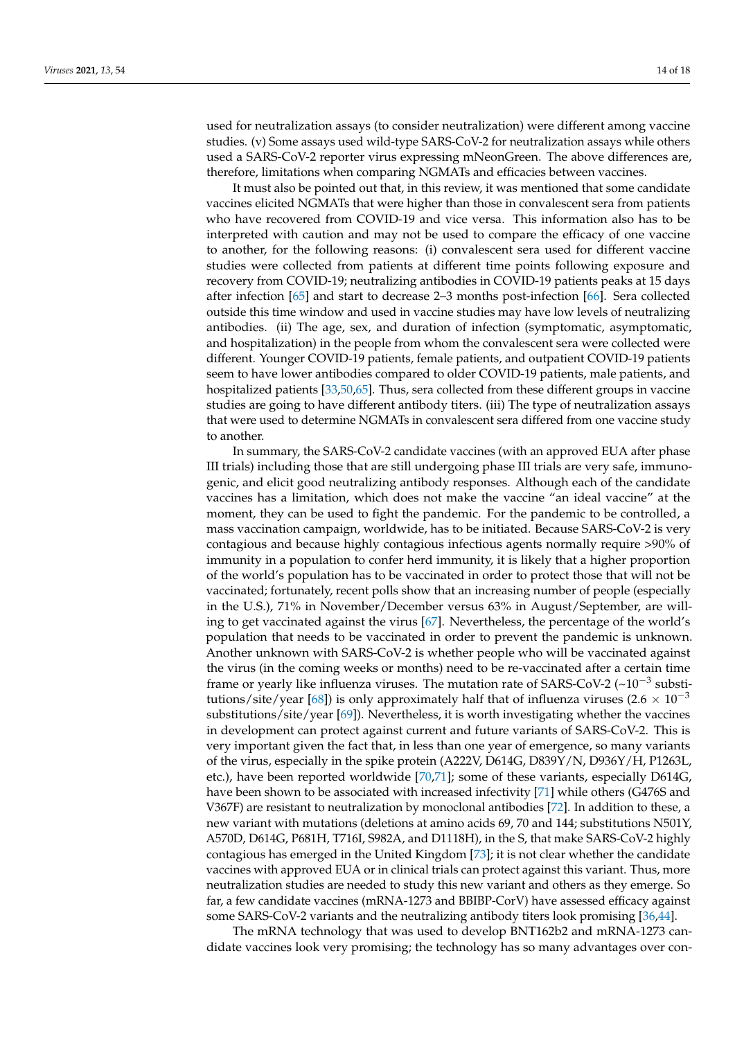used for neutralization assays (to consider neutralization) were different among vaccine studies. (v) Some assays used wild-type SARS-CoV-2 for neutralization assays while others used a SARS-CoV-2 reporter virus expressing mNeonGreen. The above differences are, therefore, limitations when comparing NGMATs and efficacies between vaccines.

It must also be pointed out that, in this review, it was mentioned that some candidate vaccines elicited NGMATs that were higher than those in convalescent sera from patients who have recovered from COVID-19 and vice versa. This information also has to be interpreted with caution and may not be used to compare the efficacy of one vaccine to another, for the following reasons: (i) convalescent sera used for different vaccine studies were collected from patients at different time points following exposure and recovery from COVID-19; neutralizing antibodies in COVID-19 patients peaks at 15 days after infection [65] and start to decrease 2–3 months post-infection [66]. Sera collected outside this time window and used in vaccine studies may have low levels of neutralizing antibodies. (ii) The age, sex, and duration of infection (symptomatic, asymptomatic, and hospitalization) in the people from whom the convalescent sera were collected were different. Younger COVID-19 patients, female patients, and outpatient COVID-19 patients seem to have lower antibodies compared to older COVID-19 patients, male patients, and hospitalized patients [33,50,65]. Thus, sera collected from these different groups in vaccine studies are going to have different antibody titers. (iii) The type of neutralization assays that were used to determine NGMATs in convalescent sera differed from one vaccine study to another.

In summary, the SARS-CoV-2 candidate vaccines (with an approved EUA after phase III trials) including those that are still undergoing phase III trials are very safe, immunogenic, and elicit good neutralizing antibody responses. Although each of the candidate vaccines has a limitation, which does not make the vaccine "an ideal vaccine" at the moment, they can be used to fight the pandemic. For the pandemic to be controlled, a mass vaccination campaign, worldwide, has to be initiated. Because SARS-CoV-2 is very contagious and because highly contagious infectious agents normally require >90% of immunity in a population to confer herd immunity, it is likely that a higher proportion of the world's population has to be vaccinated in order to protect those that will not be vaccinated; fortunately, recent polls show that an increasing number of people (especially in the U.S.), 71% in November/December versus 63% in August/September, are willing to get vaccinated against the virus [67]. Nevertheless, the percentage of the world's population that needs to be vaccinated in order to prevent the pandemic is unknown. Another unknown with SARS-CoV-2 is whether people who will be vaccinated against the virus (in the coming weeks or months) need to be re-vaccinated after a certain time frame or yearly like influenza viruses. The mutation rate of SARS-CoV-2 (~$10^{-3}$ substitutions/site/year [68]) is only approximately half that of influenza viruses ($2.6 \times 10^{-3}$ substitutions/site/year [69]). Nevertheless, it is worth investigating whether the vaccines in development can protect against current and future variants of SARS-CoV-2. This is very important given the fact that, in less than one year of emergence, so many variants of the virus, especially in the spike protein (A222V, D614G, D839Y/N, D936Y/H, P1263L, etc.), have been reported worldwide [70,71]; some of these variants, especially D614G, have been shown to be associated with increased infectivity [71] while others (G476S and V367F) are resistant to neutralization by monoclonal antibodies [72]. In addition to these, a new variant with mutations (deletions at amino acids 69, 70 and 144; substitutions N501Y, A570D, D614G, P681H, T716I, S982A, and D1118H), in the S, that make SARS-CoV-2 highly contagious has emerged in the United Kingdom [73]; it is not clear whether the candidate vaccines with approved EUA or in clinical trials can protect against this variant. Thus, more neutralization studies are needed to study this new variant and others as they emerge. So far, a few candidate vaccines (mRNA-1273 and BBIBP-CorV) have assessed efficacy against some SARS-CoV-2 variants and the neutralizing antibody titers look promising [36,44].

The mRNA technology that was used to develop BNT162b2 and mRNA-1273 candidate vaccines look very promising; the technology has so many advantages over con-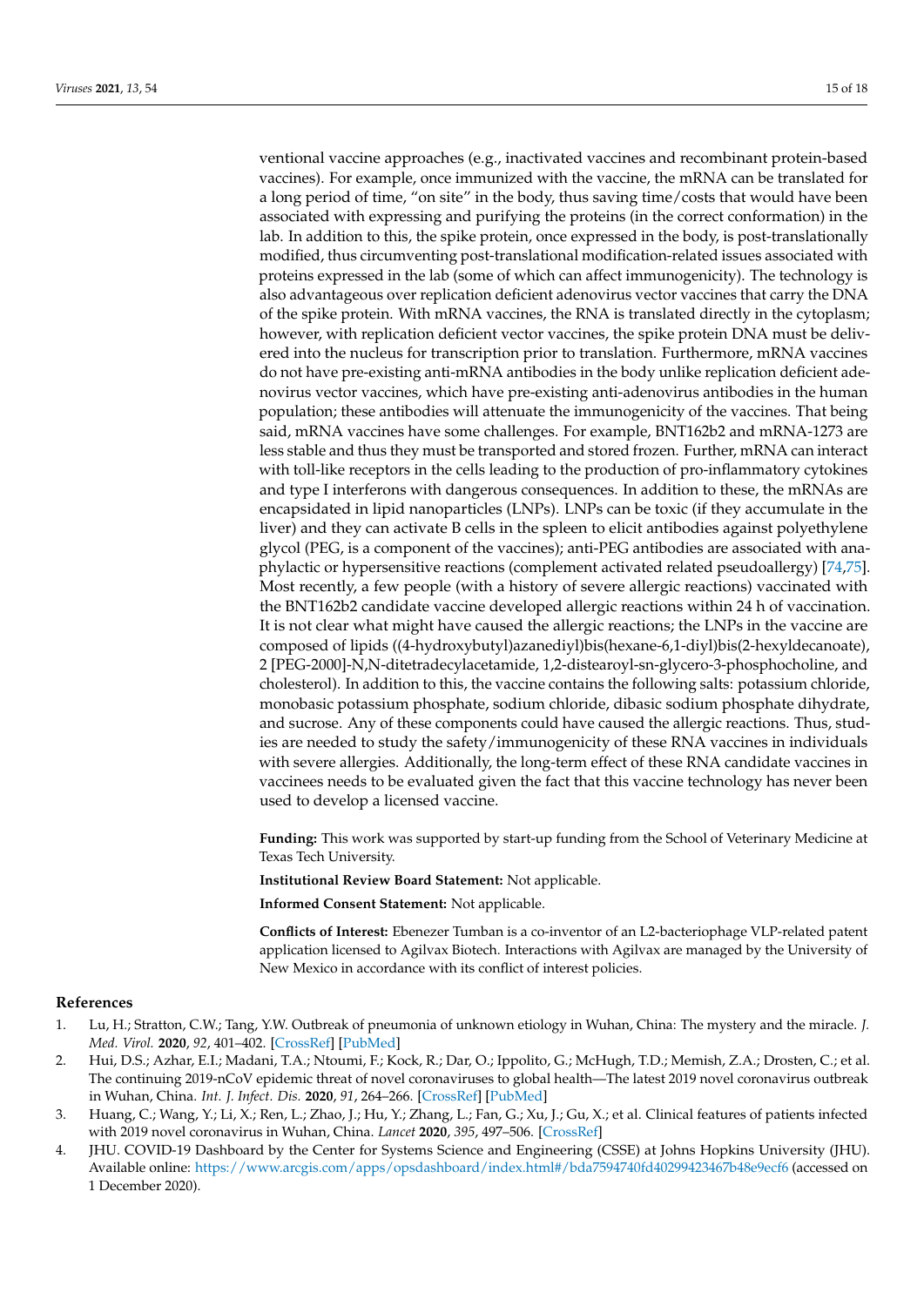ventional vaccine approaches (e.g., inactivated vaccines and recombinant protein-based vaccines). For example, once immunized with the vaccine, the mRNA can be translated for a long period of time, "on site" in the body, thus saving time/costs that would have been associated with expressing and purifying the proteins (in the correct conformation) in the lab. In addition to this, the spike protein, once expressed in the body, is post-translationally modified, thus circumventing post-translational modification-related issues associated with proteins expressed in the lab (some of which can affect immunogenicity). The technology is also advantageous over replication deficient adenovirus vector vaccines that carry the DNA of the spike protein. With mRNA vaccines, the RNA is translated directly in the cytoplasm; however, with replication deficient vector vaccines, the spike protein DNA must be delivered into the nucleus for transcription prior to translation. Furthermore, mRNA vaccines do not have pre-existing anti-mRNA antibodies in the body unlike replication deficient adenovirus vector vaccines, which have pre-existing anti-adenovirus antibodies in the human population; these antibodies will attenuate the immunogenicity of the vaccines. That being said, mRNA vaccines have some challenges. For example, BNT162b2 and mRNA-1273 are less stable and thus they must be transported and stored frozen. Further, mRNA can interact with toll-like receptors in the cells leading to the production of pro-inflammatory cytokines and type I interferons with dangerous consequences. In addition to these, the mRNAs are encapsidated in lipid nanoparticles (LNPs). LNPs can be toxic (if they accumulate in the liver) and they can activate B cells in the spleen to elicit antibodies against polyethylene glycol (PEG, is a component of the vaccines); anti-PEG antibodies are associated with anaphylactic or hypersensitive reactions (complement activated related pseudoallergy) [74,75]. Most recently, a few people (with a history of severe allergic reactions) vaccinated with the BNT162b2 candidate vaccine developed allergic reactions within 24 h of vaccination. It is not clear what might have caused the allergic reactions; the LNPs in the vaccine are composed of lipids ((4-hydroxybutyl)azanediyl)bis(hexane-6,1-diyl)bis(2-hexyldecanoate), 2 [PEG-2000]-N,N-ditetradecylacetamide, 1,2-distearoyl-sn-glycero-3-phosphocholine, and cholesterol). In addition to this, the vaccine contains the following salts: potassium chloride, monobasic potassium phosphate, sodium chloride, dibasic sodium phosphate dihydrate, and sucrose. Any of these components could have caused the allergic reactions. Thus, studies are needed to study the safety/immunogenicity of these RNA vaccines in individuals with severe allergies. Additionally, the long-term effect of these RNA candidate vaccines in vaccinees needs to be evaluated given the fact that this vaccine technology has never been used to develop a licensed vaccine.

**Funding:** This work was supported by start-up funding from the School of Veterinary Medicine at Texas Tech University.

**Institutional Review Board Statement:** Not applicable.

**Informed Consent Statement:** Not applicable.

**Conflicts of Interest:** Ebenezer Tumban is a co-inventor of an L2-bacteriophage VLP-related patent application licensed to Agilvax Biotech. Interactions with Agilvax are managed by the University of New Mexico in accordance with its conflict of interest policies.

## References

1. Lu, H.; Stratton, C.W.; Tang, Y.W. Outbreak of pneumonia of unknown etiology in Wuhan, China: The mystery and the miracle. *J. Med. Virol.* **2020**, *92*, 401–402. [CrossRef] [PubMed]
2. Hui, D.S.; Azhar, E.I.; Madani, T.A.; Ntoumi, F.; Kock, R.; Dar, O.; Ippolito, G.; McHugh, T.D.; Memish, Z.A.; Drosten, C.; et al. The continuing 2019-nCoV epidemic threat of novel coronaviruses to global health—The latest 2019 novel coronavirus outbreak in Wuhan, China. *Int. J. Infect. Dis.* **2020**, *91*, 264–266. [CrossRef] [PubMed]
3. Huang, C.; Wang, Y.; Li, X.; Ren, L.; Zhao, J.; Hu, Y.; Zhang, L.; Fan, G.; Xu, J.; Gu, X.; et al. Clinical features of patients infected with 2019 novel coronavirus in Wuhan, China. *Lancet* **2020**, *395*, 497–506. [CrossRef]
4. JHU. COVID-19 Dashboard by the Center for Systems Science and Engineering (CSSE) at Johns Hopkins University (JHU). Available online: https://www.arcgis.com/apps/opsdashboard/index.html#/bda7594740fd40299423467b48e9ecf6 (accessed on 1 December 2020).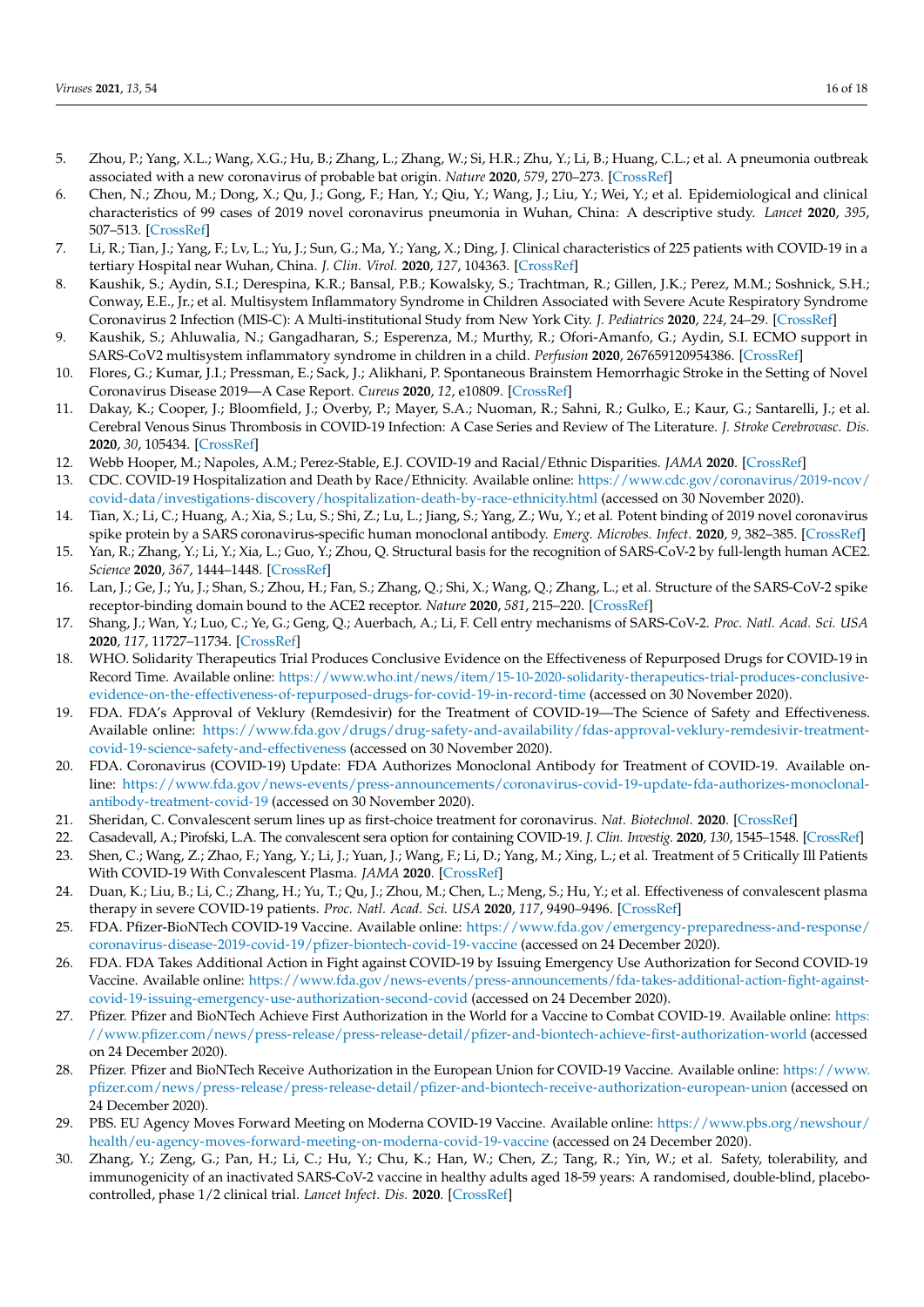5. Zhou, P.; Yang, X.L.; Wang, X.G.; Hu, B.; Zhang, L.; Zhang, W.; Si, H.R.; Zhu, Y.; Li, B.; Huang, C.L.; et al. A pneumonia outbreak associated with a new coronavirus of probable bat origin. *Nature* **2020**, *579*, 270–273. [CrossRef]
6. Chen, N.; Zhou, M.; Dong, X.; Qu, J.; Gong, F.; Han, Y.; Qiu, Y.; Wang, J.; Liu, Y.; Wei, Y.; et al. Epidemiological and clinical characteristics of 99 cases of 2019 novel coronavirus pneumonia in Wuhan, China: A descriptive study. *Lancet* **2020**, *395*, 507–513. [CrossRef]
7. Li, R.; Tian, J.; Yang, F.; Lv, L.; Yu, J.; Sun, G.; Ma, Y.; Yang, X.; Ding, J. Clinical characteristics of 225 patients with COVID-19 in a tertiary Hospital near Wuhan, China. *J. Clin. Virol.* **2020**, *127*, 104363. [CrossRef]
8. Kaushik, S.; Aydin, S.I.; Derespina, K.R.; Bansal, P.B.; Kowalsky, S.; Trachtman, R.; Gillen, J.K.; Perez, M.M.; Soshnick, S.H.; Conway, E.E., Jr.; et al. Multisystem Inflammatory Syndrome in Children Associated with Severe Acute Respiratory Syndrome Coronavirus 2 Infection (MIS-C): A Multi-institutional Study from New York City. *J. Pediatrics* **2020**, *224*, 24–29. [CrossRef]
9. Kaushik, S.; Ahluwalia, N.; Gangadharan, S.; Esperenza, M.; Murthy, R.; Ofori-Amanfo, G.; Aydin, S.I. ECMO support in SARS-CoV2 multisystem inflammatory syndrome in children in a child. *Perfusion* **2020**, 267659120954386. [CrossRef]
10. Flores, G.; Kumar, J.I.; Pressman, E.; Sack, J.; Alikhani, P. Spontaneous Brainstem Hemorrhagic Stroke in the Setting of Novel Coronavirus Disease 2019—A Case Report. *Cureus* **2020**, *12*, e10809. [CrossRef]
11. Dakay, K.; Cooper, J.; Bloomfield, J.; Overby, P.; Mayer, S.A.; Nuoman, R.; Sahni, R.; Gulko, E.; Kaur, G.; Santarelli, J.; et al. Cerebral Venous Sinus Thrombosis in COVID-19 Infection: A Case Series and Review of The Literature. *J. Stroke Cerebrovasc. Dis.* **2020**, *30*, 105434. [CrossRef]
12. Webb Hooper, M.; Napoles, A.M.; Perez-Stable, E.J. COVID-19 and Racial/Ethnic Disparities. *JAMA* **2020**. [CrossRef]
13. CDC. COVID-19 Hospitalization and Death by Race/Ethnicity. Available online: https://www.cdc.gov/coronavirus/2019-ncov/covid-data/investigations-discovery/hospitalization-death-by-race-ethnicity.html (accessed on 30 November 2020).
14. Tian, X.; Li, C.; Huang, A.; Xia, S.; Lu, S.; Shi, Z.; Lu, L.; Jiang, S.; Yang, Z.; Wu, Y.; et al. Potent binding of 2019 novel coronavirus spike protein by a SARS coronavirus-specific human monoclonal antibody. *Emerg. Microbes. Infect.* **2020**, *9*, 382–385. [CrossRef]
15. Yan, R.; Zhang, Y.; Li, Y.; Xia, L.; Guo, Y.; Zhou, Q. Structural basis for the recognition of SARS-CoV-2 by full-length human ACE2. *Science* **2020**, *367*, 1444–1448. [CrossRef]
16. Lan, J.; Ge, J.; Yu, J.; Shan, S.; Zhou, H.; Fan, S.; Zhang, Q.; Shi, X.; Wang, Q.; Zhang, L.; et al. Structure of the SARS-CoV-2 spike receptor-binding domain bound to the ACE2 receptor. *Nature* **2020**, *581*, 215–220. [CrossRef]
17. Shang, J.; Wan, Y.; Luo, C.; Ye, G.; Geng, Q.; Auerbach, A.; Li, F. Cell entry mechanisms of SARS-CoV-2. *Proc. Natl. Acad. Sci. USA* **2020**, *117*, 11727–11734. [CrossRef]
18. WHO. Solidarity Therapeutics Trial Produces Conclusive Evidence on the Effectiveness of Repurposed Drugs for COVID-19 in Record Time. Available online: https://www.who.int/news/item/15-10-2020-solidarity-therapeutics-trial-produces-conclusive-evidence-on-the-effectiveness-of-repurposed-drugs-for-covid-19-in-record-time (accessed on 30 November 2020).
19. FDA. FDA's Approval of Veklury (Remdesivir) for the Treatment of COVID-19—The Science of Safety and Effectiveness. Available online: https://www.fda.gov/drugs/drug-safety-and-availability/fdas-approval-veklury-remdesivir-treatment-covid-19-science-safety-and-effectiveness (accessed on 30 November 2020).
20. FDA. Coronavirus (COVID-19) Update: FDA Authorizes Monoclonal Antibody for Treatment of COVID-19. Available online: https://www.fda.gov/news-events/press-announcements/coronavirus-covid-19-update-fda-authorizes-monoclonal-antibody-treatment-covid-19 (accessed on 30 November 2020).
21. Sheridan, C. Convalescent serum lines up as first-choice treatment for coronavirus. *Nat. Biotechnol.* **2020**. [CrossRef]
22. Casadevall, A.; Pirofski, L.A. The convalescent sera option for containing COVID-19. *J. Clin. Investig.* **2020**, *130*, 1545–1548. [CrossRef]
23. Shen, C.; Wang, Z.; Zhao, F.; Yang, Y.; Li, J.; Yuan, J.; Wang, F.; Li, D.; Yang, M.; Xing, L.; et al. Treatment of 5 Critically Ill Patients With COVID-19 With Convalescent Plasma. *JAMA* **2020**. [CrossRef]
24. Duan, K.; Liu, B.; Li, C.; Zhang, H.; Yu, T.; Qu, J.; Zhou, M.; Chen, L.; Meng, S.; Hu, Y.; et al. Effectiveness of convalescent plasma therapy in severe COVID-19 patients. *Proc. Natl. Acad. Sci. USA* **2020**, *117*, 9490–9496. [CrossRef]
25. FDA. Pfizer-BioNTech COVID-19 Vaccine. Available online: https://www.fda.gov/emergency-preparedness-and-response/coronavirus-disease-2019-covid-19/pfizer-biontech-covid-19-vaccine (accessed on 24 December 2020).
26. FDA. FDA Takes Additional Action in Fight against COVID-19 by Issuing Emergency Use Authorization for Second COVID-19 Vaccine. Available online: https://www.fda.gov/news-events/press-announcements/fda-takes-additional-action-fight-against-covid-19-issuing-emergency-use-authorization-second-covid (accessed on 24 December 2020).
27. Pfizer. Pfizer and BioNTech Achieve First Authorization in the World for a Vaccine to Combat COVID-19. Available online: https://www.pfizer.com/news/press-release/press-release-detail/pfizer-and-biontech-achieve-first-authorization-world (accessed on 24 December 2020).
28. Pfizer. Pfizer and BioNTech Receive Authorization in the European Union for COVID-19 Vaccine. Available online: https://www.pfizer.com/news/press-release/press-release-detail/pfizer-and-biontech-receive-authorization-european-union (accessed on 24 December 2020).
29. PBS. EU Agency Moves Forward Meeting on Moderna COVID-19 Vaccine. Available online: https://www.pbs.org/newshour/health/eu-agency-moves-forward-meeting-on-moderna-covid-19-vaccine (accessed on 24 December 2020).
30. Zhang, Y.; Zeng, G.; Pan, H.; Li, C.; Hu, Y.; Chu, K.; Han, W.; Chen, Z.; Tang, R.; Yin, W.; et al. Safety, tolerability, and immunogenicity of an inactivated SARS-CoV-2 vaccine in healthy adults aged 18-59 years: A randomised, double-blind, placebo-controlled, phase 1/2 clinical trial. *Lancet Infect. Dis.* **2020**. [CrossRef]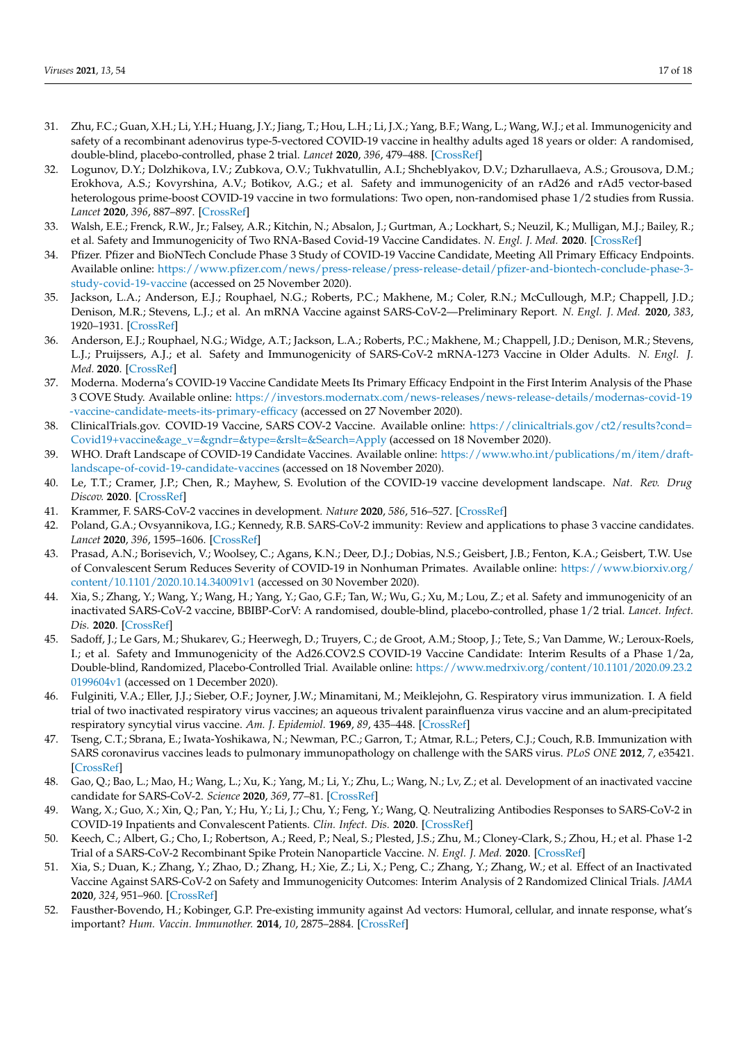31. Zhu, F.C.; Guan, X.H.; Li, Y.H.; Huang, J.Y.; Jiang, T.; Hou, L.H.; Li, J.X.; Yang, B.F.; Wang, L.; Wang, W.J.; et al. Immunogenicity and safety of a recombinant adenovirus type-5-vectored COVID-19 vaccine in healthy adults aged 18 years or older: A randomised, double-blind, placebo-controlled, phase 2 trial. *Lancet* **2020**, *396*, 479–488. [CrossRef]
32. Logunov, D.Y.; Dolzhikova, I.V.; Zubkova, O.V.; Tukhvatullin, A.I.; Shcheblyakov, D.V.; Dzharullaeva, A.S.; Grousova, D.M.; Erokhova, A.S.; Kovyrshina, A.V.; Botikov, A.G.; et al. Safety and immunogenicity of an rAd26 and rAd5 vector-based heterologous prime-boost COVID-19 vaccine in two formulations: Two open, non-randomised phase 1/2 studies from Russia. *Lancet* **2020**, *396*, 887–897. [CrossRef]
33. Walsh, E.E.; Frenck, R.W., Jr.; Falsey, A.R.; Kitchin, N.; Absalon, J.; Gurtman, A.; Lockhart, S.; Neuzil, K.; Mulligan, M.J.; Bailey, R.; et al. Safety and Immunogenicity of Two RNA-Based Covid-19 Vaccine Candidates. *N. Engl. J. Med.* **2020**. [CrossRef]
34. Pfizer. Pfizer and BioNTech Conclude Phase 3 Study of COVID-19 Vaccine Candidate, Meeting All Primary Efficacy Endpoints. Available online: https://www.pfizer.com/news/press-release/press-release-detail/pfizer-and-biontech-conclude-phase-3-study-covid-19-vaccine (accessed on 25 November 2020).
35. Jackson, L.A.; Anderson, E.J.; Rouphael, N.G.; Roberts, P.C.; Makhene, M.; Coler, R.N.; McCullough, M.P.; Chappell, J.D.; Denison, M.R.; Stevens, L.J.; et al. An mRNA Vaccine against SARS-CoV-2—Preliminary Report. *N. Engl. J. Med.* **2020**, *383*, 1920–1931. [CrossRef]
36. Anderson, E.J.; Rouphael, N.G.; Widge, A.T.; Jackson, L.A.; Roberts, P.C.; Makhene, M.; Chappell, J.D.; Denison, M.R.; Stevens, L.J.; Pruijssers, A.J.; et al. Safety and Immunogenicity of SARS-CoV-2 mRNA-1273 Vaccine in Older Adults. *N. Engl. J. Med.* **2020**. [CrossRef]
37. Moderna. Moderna's COVID-19 Vaccine Candidate Meets Its Primary Efficacy Endpoint in the First Interim Analysis of the Phase 3 COVE Study. Available online: https://investors.modernatx.com/news-releases/news-release-details/modernas-covid-19-vaccine-candidate-meets-its-primary-efficacy (accessed on 27 November 2020).
38. ClinicalTrials.gov. COVID-19 Vaccine, SARS COV-2 Vaccine. Available online: https://clinicaltrials.gov/ct2/results?cond=Covid19+vaccine&age_v=&gndr=&type=&rslt=&Search=Apply (accessed on 18 November 2020).
39. WHO. Draft Landscape of COVID-19 Candidate Vaccines. Available online: https://www.who.int/publications/m/item/draft-landscape-of-covid-19-candidate-vaccines (accessed on 18 November 2020).
40. Le, T.T.; Cramer, J.P.; Chen, R.; Mayhew, S. Evolution of the COVID-19 vaccine development landscape. *Nat. Rev. Drug Discov.* **2020**. [CrossRef]
41. Krammer, F. SARS-CoV-2 vaccines in development. *Nature* **2020**, *586*, 516–527. [CrossRef]
42. Poland, G.A.; Ovsyannikova, I.G.; Kennedy, R.B. SARS-CoV-2 immunity: Review and applications to phase 3 vaccine candidates. *Lancet* **2020**, *396*, 1595–1606. [CrossRef]
43. Prasad, A.N.; Borisevich, V.; Woolsey, C.; Agans, K.N.; Deer, D.J.; Dobias, N.S.; Geisbert, J.B.; Fenton, K.A.; Geisbert, T.W. Use of Convalescent Serum Reduces Severity of COVID-19 in Nonhuman Primates. Available online: https://www.biorxiv.org/content/10.1101/2020.10.14.340091v1 (accessed on 30 November 2020).
44. Xia, S.; Zhang, Y.; Wang, Y.; Wang, H.; Yang, Y.; Gao, G.F.; Tan, W.; Wu, G.; Xu, M.; Lou, Z.; et al. Safety and immunogenicity of an inactivated SARS-CoV-2 vaccine, BBIBP-CorV: A randomised, double-blind, placebo-controlled, phase 1/2 trial. *Lancet. Infect. Dis.* **2020**. [CrossRef]
45. Sadoff, J.; Le Gars, M.; Shukarev, G.; Heerwegh, D.; Truyers, C.; de Groot, A.M.; Stoop, J.; Tete, S.; Van Damme, W.; Leroux-Roels, I.; et al. Safety and Immunogenicity of the Ad26.COV2.S COVID-19 Vaccine Candidate: Interim Results of a Phase 1/2a, Double-blind, Randomized, Placebo-Controlled Trial. Available online: https://www.medrxiv.org/content/10.1101/2020.09.23.20199604v1 (accessed on 1 December 2020).
46. Fulginiti, V.A.; Eller, J.J.; Sieber, O.F.; Joyner, J.W.; Minamitani, M.; Meiklejohn, G. Respiratory virus immunization. I. A field trial of two inactivated respiratory virus vaccines; an aqueous trivalent parainfluenza virus vaccine and an alum-precipitated respiratory syncytial virus vaccine. *Am. J. Epidemiol.* **1969**, *89*, 435–448. [CrossRef]
47. Tseng, C.T.; Sbrana, E.; Iwata-Yoshikawa, N.; Newman, P.C.; Garron, T.; Atmar, R.L.; Peters, C.J.; Couch, R.B. Immunization with SARS coronavirus vaccines leads to pulmonary immunopathology on challenge with the SARS virus. *PLoS ONE* **2012**, *7*, e35421. [CrossRef]
48. Gao, Q.; Bao, L.; Mao, H.; Wang, L.; Xu, K.; Yang, M.; Li, Y.; Zhu, L.; Wang, N.; Lv, Z.; et al. Development of an inactivated vaccine candidate for SARS-CoV-2. *Science* **2020**, *369*, 77–81. [CrossRef]
49. Wang, X.; Guo, X.; Xin, Q.; Pan, Y.; Hu, Y.; Li, J.; Chu, Y.; Feng, Y.; Wang, Q. Neutralizing Antibodies Responses to SARS-CoV-2 in COVID-19 Inpatients and Convalescent Patients. *Clin. Infect. Dis.* **2020**. [CrossRef]
50. Keech, C.; Albert, G.; Cho, I.; Robertson, A.; Reed, P.; Neal, S.; Plested, J.S.; Zhu, M.; Cloney-Clark, S.; Zhou, H.; et al. Phase 1-2 Trial of a SARS-CoV-2 Recombinant Spike Protein Nanoparticle Vaccine. *N. Engl. J. Med.* **2020**. [CrossRef]
51. Xia, S.; Duan, K.; Zhang, Y.; Zhao, D.; Zhang, H.; Xie, Z.; Li, X.; Peng, C.; Zhang, Y.; Zhang, W.; et al. Effect of an Inactivated Vaccine Against SARS-CoV-2 on Safety and Immunogenicity Outcomes: Interim Analysis of 2 Randomized Clinical Trials. *JAMA* **2020**, *324*, 951–960. [CrossRef]
52. Fausther-Bovendo, H.; Kobinger, G.P. Pre-existing immunity against Ad vectors: Humoral, cellular, and innate response, what's important? *Hum. Vaccin. Immunother.* **2014**, *10*, 2875–2884. [CrossRef]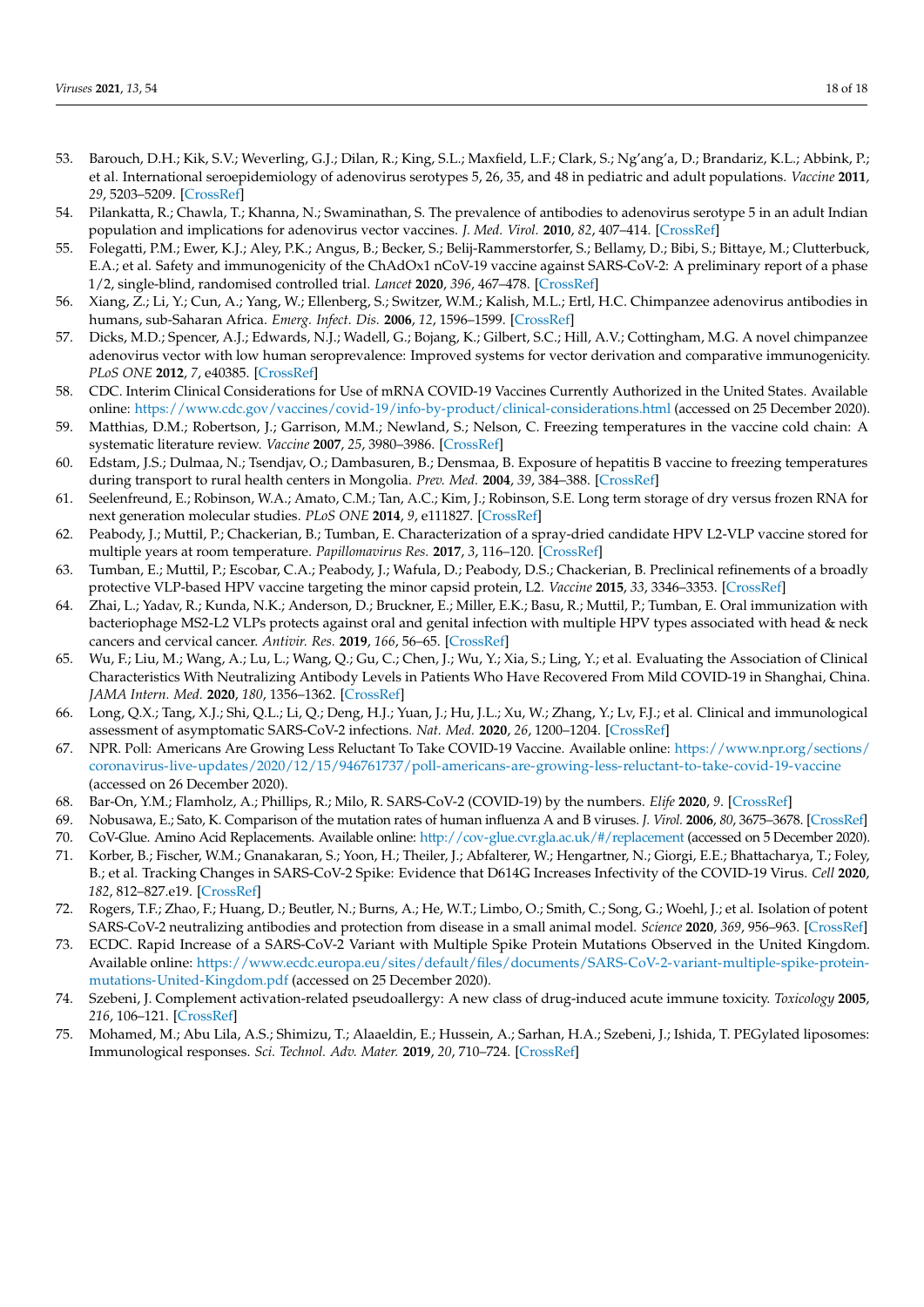53. Barouch, D.H.; Kik, S.V.; Weverling, G.J.; Dilan, R.; King, S.L.; Maxfield, L.F.; Clark, S.; Ng'ang'a, D.; Brandariz, K.L.; Abbink, P.; et al. International seroepidemiology of adenovirus serotypes 5, 26, 35, and 48 in pediatric and adult populations. *Vaccine* **2011**, *29*, 5203–5209. [CrossRef]
54. Pilankatta, R.; Chawla, T.; Khanna, N.; Swaminathan, S. The prevalence of antibodies to adenovirus serotype 5 in an adult Indian population and implications for adenovirus vector vaccines. *J. Med. Virol.* **2010**, *82*, 407–414. [CrossRef]
55. Folegatti, P.M.; Ewer, K.J.; Aley, P.K.; Angus, B.; Becker, S.; Belij-Rammerstorfer, S.; Bellamy, D.; Bibi, S.; Bittaye, M.; Clutterbuck, E.A.; et al. Safety and immunogenicity of the ChAdOx1 nCoV-19 vaccine against SARS-CoV-2: A preliminary report of a phase 1/2, single-blind, randomised controlled trial. *Lancet* **2020**, *396*, 467–478. [CrossRef]
56. Xiang, Z.; Li, Y.; Cun, A.; Yang, W.; Ellenberg, S.; Switzer, W.M.; Kalish, M.L.; Ertl, H.C. Chimpanzee adenovirus antibodies in humans, sub-Saharan Africa. *Emerg. Infect. Dis.* **2006**, *12*, 1596–1599. [CrossRef]
57. Dicks, M.D.; Spencer, A.J.; Edwards, N.J.; Wadell, G.; Bojang, K.; Gilbert, S.C.; Hill, A.V.; Cottingham, M.G. A novel chimpanzee adenovirus vector with low human seroprevalence: Improved systems for vector derivation and comparative immunogenicity. *PLoS ONE* **2012**, *7*, e40385. [CrossRef]
58. CDC. Interim Clinical Considerations for Use of mRNA COVID-19 Vaccines Currently Authorized in the United States. Available online: https://www.cdc.gov/vaccines/covid-19/info-by-product/clinical-considerations.html (accessed on 25 December 2020).
59. Matthias, D.M.; Robertson, J.; Garrison, M.M.; Newland, S.; Nelson, C. Freezing temperatures in the vaccine cold chain: A systematic literature review. *Vaccine* **2007**, *25*, 3980–3986. [CrossRef]
60. Edstam, J.S.; Dulmaa, N.; Tsendjav, O.; Dambasuren, B.; Densmaa, B. Exposure of hepatitis B vaccine to freezing temperatures during transport to rural health centers in Mongolia. *Prev. Med.* **2004**, *39*, 384–388. [CrossRef]
61. Seelenfreund, E.; Robinson, W.A.; Amato, C.M.; Tan, A.C.; Kim, J.; Robinson, S.E. Long term storage of dry versus frozen RNA for next generation molecular studies. *PLoS ONE* **2014**, *9*, e111827. [CrossRef]
62. Peabody, J.; Muttil, P.; Chackerian, B.; Tumban, E. Characterization of a spray-dried candidate HPV L2-VLP vaccine stored for multiple years at room temperature. *Papillomavirus Res.* **2017**, *3*, 116–120. [CrossRef]
63. Tumban, E.; Muttil, P.; Escobar, C.A.; Peabody, J.; Wafula, D.; Peabody, D.S.; Chackerian, B. Preclinical refinements of a broadly protective VLP-based HPV vaccine targeting the minor capsid protein, L2. *Vaccine* **2015**, *33*, 3346–3353. [CrossRef]
64. Zhai, L.; Yadav, R.; Kunda, N.K.; Anderson, D.; Bruckner, E.; Miller, E.K.; Basu, R.; Muttil, P.; Tumban, E. Oral immunization with bacteriophage MS2-L2 VLPs protects against oral and genital infection with multiple HPV types associated with head & neck cancers and cervical cancer. *Antivir. Res.* **2019**, *166*, 56–65. [CrossRef]
65. Wu, F.; Liu, M.; Wang, A.; Lu, L.; Wang, Q.; Gu, C.; Chen, J.; Wu, Y.; Xia, S.; Ling, Y.; et al. Evaluating the Association of Clinical Characteristics With Neutralizing Antibody Levels in Patients Who Have Recovered From Mild COVID-19 in Shanghai, China. *JAMA Intern. Med.* **2020**, *180*, 1356–1362. [CrossRef]
66. Long, Q.X.; Tang, X.J.; Shi, Q.L.; Li, Q.; Deng, H.J.; Yuan, J.; Hu, J.L.; Xu, W.; Zhang, Y.; Lv, F.J.; et al. Clinical and immunological assessment of asymptomatic SARS-CoV-2 infections. *Nat. Med.* **2020**, *26*, 1200–1204. [CrossRef]
67. NPR. Poll: Americans Are Growing Less Reluctant To Take COVID-19 Vaccine. Available online: https://www.npr.org/sections/coronavirus-live-updates/2020/12/15/946761737/poll-americans-are-growing-less-reluctant-to-take-covid-19-vaccine (accessed on 26 December 2020).
68. Bar-On, Y.M.; Flamholz, A.; Phillips, R.; Milo, R. SARS-CoV-2 (COVID-19) by the numbers. *Elife* **2020**, *9*. [CrossRef]
69. Nobusawa, E.; Sato, K. Comparison of the mutation rates of human influenza A and B viruses. *J. Virol.* **2006**, *80*, 3675–3678. [CrossRef]
70. CoV-Glue. Amino Acid Replacements. Available online: http://cov-glue.cvr.gla.ac.uk/#/replacement (accessed on 5 December 2020).
71. Korber, B.; Fischer, W.M.; Gnanakaran, S.; Yoon, H.; Theiler, J.; Abfalterer, W.; Hengartner, N.; Giorgi, E.E.; Bhattacharya, T.; Foley, B.; et al. Tracking Changes in SARS-CoV-2 Spike: Evidence that D614G Increases Infectivity of the COVID-19 Virus. *Cell* **2020**, *182*, 812–827.e19. [CrossRef]
72. Rogers, T.F.; Zhao, F.; Huang, D.; Beutler, N.; Burns, A.; He, W.T.; Limbo, O.; Smith, C.; Song, G.; Woehl, J.; et al. Isolation of potent SARS-CoV-2 neutralizing antibodies and protection from disease in a small animal model. *Science* **2020**, *369*, 956–963. [CrossRef]
73. ECDC. Rapid Increase of a SARS-CoV-2 Variant with Multiple Spike Protein Mutations Observed in the United Kingdom. Available online: https://www.ecdc.europa.eu/sites/default/files/documents/SARS-CoV-2-variant-multiple-spike-protein-mutations-United-Kingdom.pdf (accessed on 25 December 2020).
74. Szebeni, J. Complement activation-related pseudoallergy: A new class of drug-induced acute immune toxicity. *Toxicology* **2005**, *216*, 106–121. [CrossRef]
75. Mohamed, M.; Abu Lila, A.S.; Shimizu, T.; Alaaeldin, E.; Hussein, A.; Sarhan, H.A.; Szebeni, J.; Ishida, T. PEGylated liposomes: Immunological responses. *Sci. Technol. Adv. Mater.* **2019**, *20*, 710–724. [CrossRef]